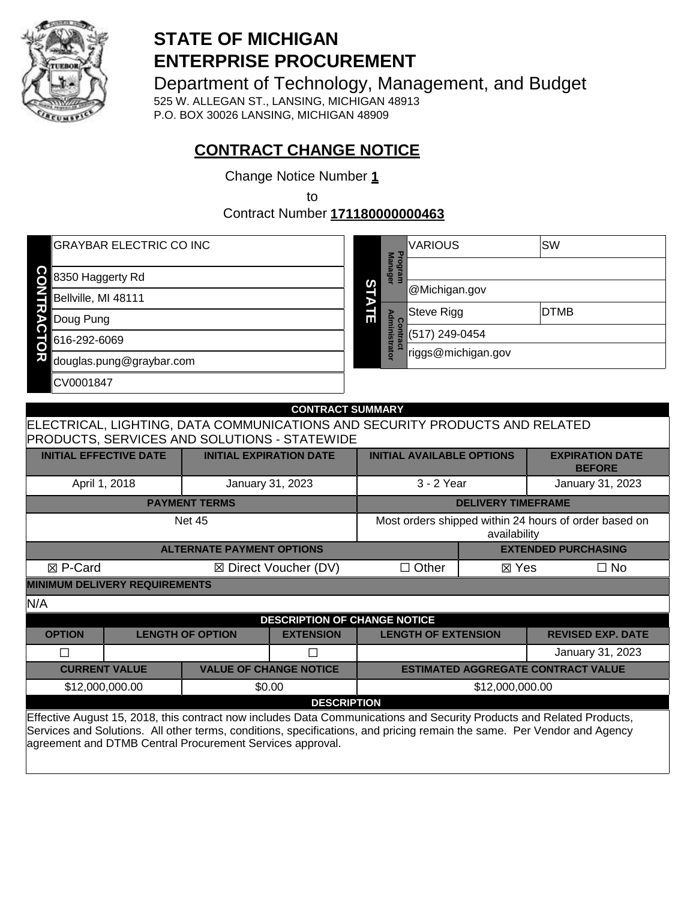# STATE OF MICHIGAN
# ENTERPRISE PROCUREMENT

Department of Technology, Management, and Budget
525 W. ALLEGAN ST., LANSING, MICHIGAN 48913
P.O. BOX 30026 LANSING, MICHIGAN 48909

## CONTRACT CHANGE NOTICE

Change Notice Number **1**
to
Contract Number **171180000000463**

| CONTRACTOR | |
|---|---|
| | GRAYBAR ELECTRIC CO INC |
| | 8350 Haggerty Rd |
| | Bellville, MI 48111 |
| | Doug Pung |
| | 616-292-6069 |
| | douglas.pung@graybar.com |
| | CV0001847 |

| STATE | | | |
|---|---|---|---|
| Program Manager | VARIOUS | SW |
| | | |
| | @Michigan.gov | |
| Contract Administrator | Steve Rigg | DTMB |
| | (517) 249-0454 | |
| | riggs@michigan.gov | |

| CONTRACT SUMMARY | | | |
|---|---|---|---|
| ELECTRICAL, LIGHTING, DATA COMMUNICATIONS AND SECURITY PRODUCTS AND RELATED PRODUCTS, SERVICES AND SOLUTIONS - STATEWIDE | | | |
| **INITIAL EFFECTIVE DATE** | **INITIAL EXPIRATION DATE** | **INITIAL AVAILABLE OPTIONS** | **EXPIRATION DATE BEFORE** |
| April 1, 2018 | January 31, 2023 | 3 - 2 Year | January 31, 2023 |
| **PAYMENT TERMS** | | **DELIVERY TIMEFRAME** | |
| Net 45 | | Most orders shipped within 24 hours of order based on availability | |
| **ALTERNATE PAYMENT OPTIONS** | | | **EXTENDED PURCHASING** |
| ☒ P-Card ☒ Direct Voucher (DV) ☐ Other | | | ☒ Yes ☐ No |
| **MINIMUM DELIVERY REQUIREMENTS** | | | |
| N/A | | | |

| DESCRIPTION OF CHANGE NOTICE | | | | |
|---|---|---|---|---|
| **OPTION** | **LENGTH OF OPTION** | **EXTENSION** | **LENGTH OF EXTENSION** | **REVISED EXP. DATE** |
| ☐ | | ☐ | | January 31, 2023 |
| **CURRENT VALUE** | **VALUE OF CHANGE NOTICE** | **ESTIMATED AGGREGATE CONTRACT VALUE** | | |
| $12,000,000.00 | $0.00 | $12,000,000.00 | | |

**DESCRIPTION**

Effective August 15, 2018, this contract now includes Data Communications and Security Products and Related Products, Services and Solutions. All other terms, conditions, specifications, and pricing remain the same. Per Vendor and Agency agreement and DTMB Central Procurement Services approval.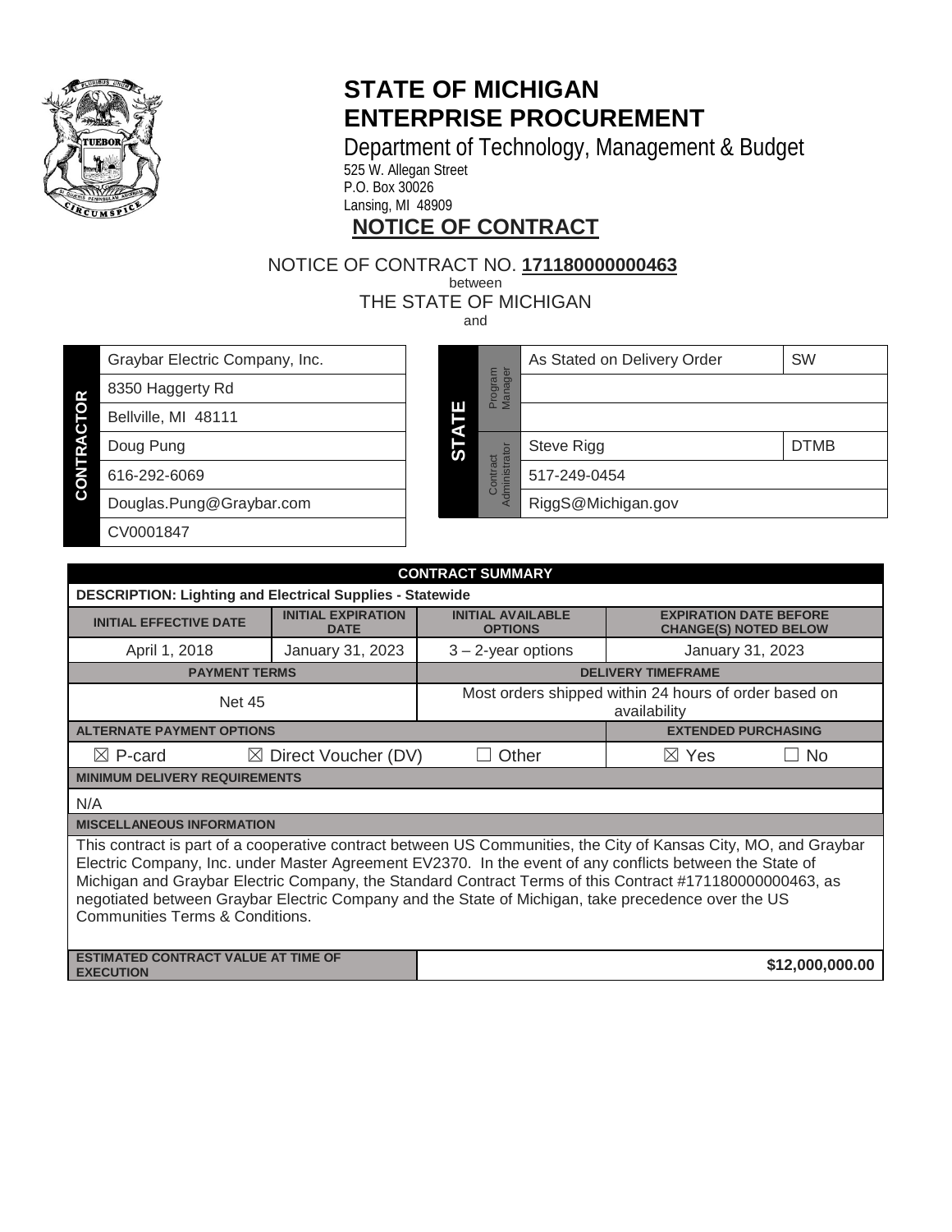# STATE OF MICHIGAN
# ENTERPRISE PROCUREMENT

Department of Technology, Management & Budget
525 W. Allegan Street
P.O. Box 30026
Lansing, MI 48909

## NOTICE OF CONTRACT

NOTICE OF CONTRACT NO. **171180000000463**
between
THE STATE OF MICHIGAN
and

| CONTRACTOR | |
|---|---|
| | Graybar Electric Company, Inc. |
| | 8350 Haggerty Rd |
| | Bellville, MI 48111 |
| | Doug Pung |
| | 616-292-6069 |
| | Douglas.Pung@Graybar.com |
| | CV0001847 |

| STATE | | | |
|---|---|---|---|
| Program Manager | As Stated on Delivery Order | SW |
| | | |
| | | |
| Contract Administrator | Steve Rigg | DTMB |
| | 517-249-0454 | |
| | RiggS@Michigan.gov | |

| CONTRACT SUMMARY | | | |
|---|---|---|---|
| **DESCRIPTION: Lighting and Electrical Supplies - Statewide** | | | |
| **INITIAL EFFECTIVE DATE** | **INITIAL EXPIRATION DATE** | **INITIAL AVAILABLE OPTIONS** | **EXPIRATION DATE BEFORE CHANGE(S) NOTED BELOW** |
| April 1, 2018 | January 31, 2023 | 3 – 2-year options | January 31, 2023 |
| **PAYMENT TERMS** | | **DELIVERY TIMEFRAME** | |
| Net 45 | | Most orders shipped within 24 hours of order based on availability | |
| **ALTERNATE PAYMENT OPTIONS** | | | **EXTENDED PURCHASING** |
| ☒ P-card | ☒ Direct Voucher (DV) | ☐ Other | ☒ Yes ☐ No |
| **MINIMUM DELIVERY REQUIREMENTS** | | | |
| N/A | | | |
| **MISCELLANEOUS INFORMATION** | | | |
| This contract is part of a cooperative contract between US Communities, the City of Kansas City, MO, and Graybar Electric Company, Inc. under Master Agreement EV2370. In the event of any conflicts between the State of Michigan and Graybar Electric Company, the Standard Contract Terms of this Contract #171180000000463, as negotiated between Graybar Electric Company and the State of Michigan, take precedence over the US Communities Terms & Conditions. | | | |
| **ESTIMATED CONTRACT VALUE AT TIME OF EXECUTION** | | **$12,000,000.00** | |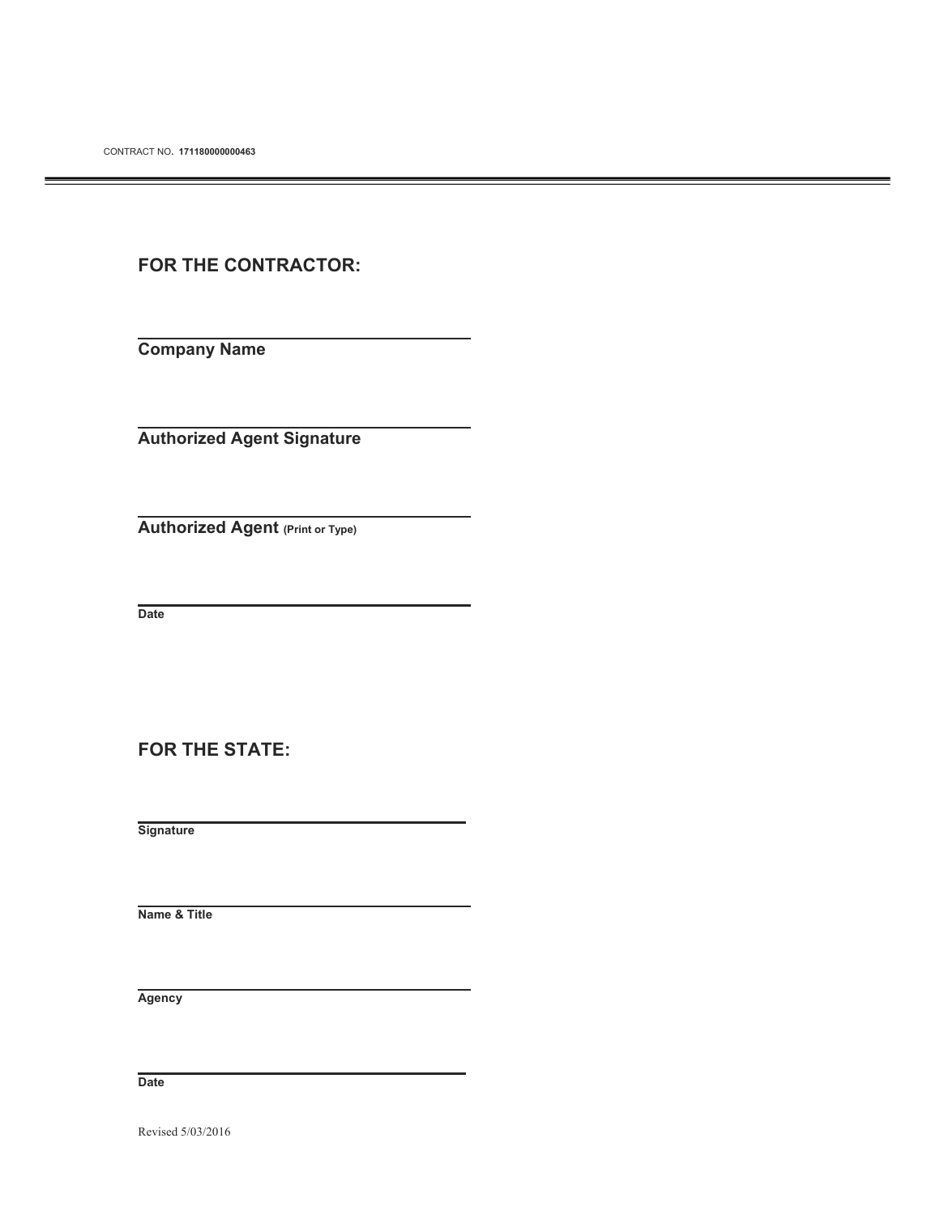CONTRACT NO. **171180000000463**

---

## FOR THE CONTRACTOR:

\_\_\_\_\_\_\_\_\_\_\_\_\_\_\_\_\_\_\_\_\_\_\_\_\_\_\_\_\_\_\_\_\_\_\_\_\_\_\_\_\_\_

**Company Name**

\_\_\_\_\_\_\_\_\_\_\_\_\_\_\_\_\_\_\_\_\_\_\_\_\_\_\_\_\_\_\_\_\_\_\_\_\_\_\_\_\_\_

**Authorized Agent Signature**

\_\_\_\_\_\_\_\_\_\_\_\_\_\_\_\_\_\_\_\_\_\_\_\_\_\_\_\_\_\_\_\_\_\_\_\_\_\_\_\_\_\_

**Authorized Agent (Print or Type)**

\_\_\_\_\_\_\_\_\_\_\_\_\_\_\_\_\_\_\_\_\_\_\_\_\_\_\_\_\_\_\_\_\_\_\_\_\_\_\_\_\_\_

**Date**

## FOR THE STATE:

\_\_\_\_\_\_\_\_\_\_\_\_\_\_\_\_\_\_\_\_\_\_\_\_\_\_\_\_\_\_\_\_\_\_\_\_\_\_\_\_\_\_

**Signature**

\_\_\_\_\_\_\_\_\_\_\_\_\_\_\_\_\_\_\_\_\_\_\_\_\_\_\_\_\_\_\_\_\_\_\_\_\_\_\_\_\_\_

**Name & Title**

\_\_\_\_\_\_\_\_\_\_\_\_\_\_\_\_\_\_\_\_\_\_\_\_\_\_\_\_\_\_\_\_\_\_\_\_\_\_\_\_\_\_

**Agency**

\_\_\_\_\_\_\_\_\_\_\_\_\_\_\_\_\_\_\_\_\_\_\_\_\_\_\_\_\_\_\_\_\_\_\_\_\_\_\_\_\_\_

**Date**

Revised 5/03/2016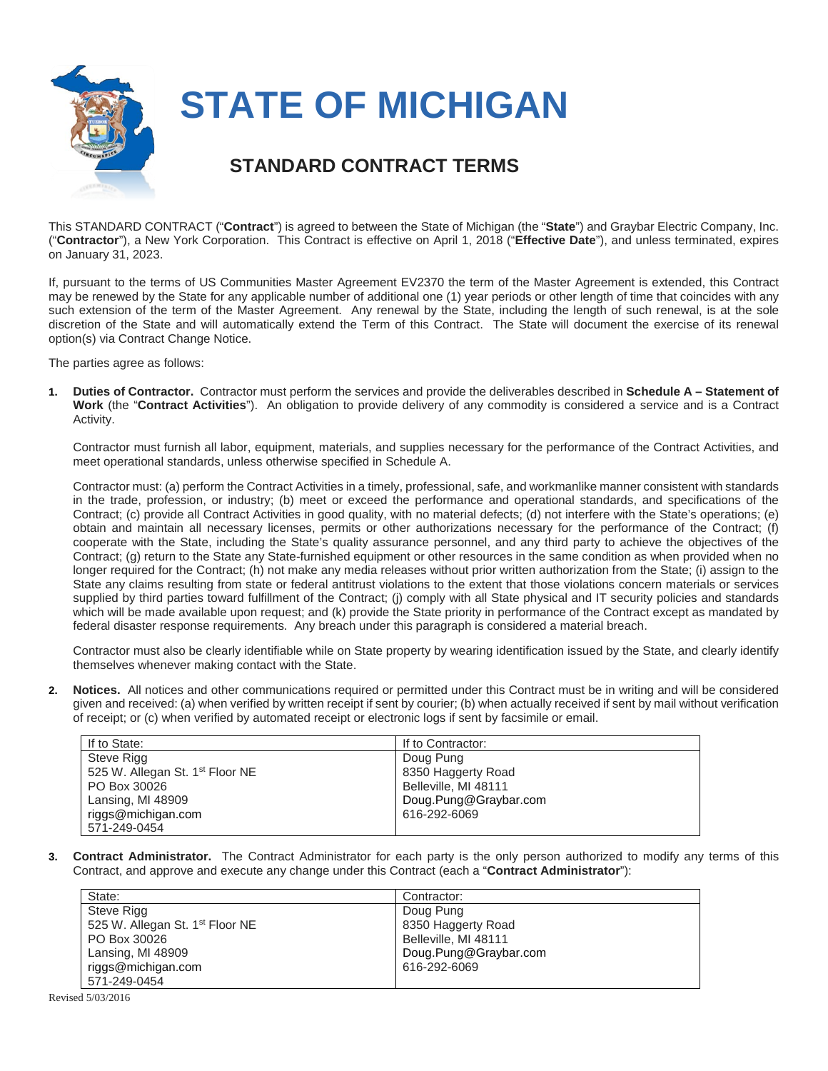# STATE OF MICHIGAN

## STANDARD CONTRACT TERMS

This STANDARD CONTRACT ("**Contract**") is agreed to between the State of Michigan (the "**State**") and Graybar Electric Company, Inc. ("**Contractor**"), a New York Corporation. This Contract is effective on April 1, 2018 ("**Effective Date**"), and unless terminated, expires on January 31, 2023.

If, pursuant to the terms of US Communities Master Agreement EV2370 the term of the Master Agreement is extended, this Contract may be renewed by the State for any applicable number of additional one (1) year periods or other length of time that coincides with any such extension of the term of the Master Agreement. Any renewal by the State, including the length of such renewal, is at the sole discretion of the State and will automatically extend the Term of this Contract. The State will document the exercise of its renewal option(s) via Contract Change Notice.

The parties agree as follows:

1. **Duties of Contractor.** Contractor must perform the services and provide the deliverables described in **Schedule A – Statement of Work** (the "**Contract Activities**"). An obligation to provide delivery of any commodity is considered a service and is a Contract Activity.

   Contractor must furnish all labor, equipment, materials, and supplies necessary for the performance of the Contract Activities, and meet operational standards, unless otherwise specified in Schedule A.

   Contractor must: (a) perform the Contract Activities in a timely, professional, safe, and workmanlike manner consistent with standards in the trade, profession, or industry; (b) meet or exceed the performance and operational standards, and specifications of the Contract; (c) provide all Contract Activities in good quality, with no material defects; (d) not interfere with the State's operations; (e) obtain and maintain all necessary licenses, permits or other authorizations necessary for the performance of the Contract; (f) cooperate with the State, including the State's quality assurance personnel, and any third party to achieve the objectives of the Contract; (g) return to the State any State-furnished equipment or other resources in the same condition as when provided when no longer required for the Contract; (h) not make any media releases without prior written authorization from the State; (i) assign to the State any claims resulting from state or federal antitrust violations to the extent that those violations concern materials or services supplied by third parties toward fulfillment of the Contract; (j) comply with all State physical and IT security policies and standards which will be made available upon request; and (k) provide the State priority in performance of the Contract except as mandated by federal disaster response requirements. Any breach under this paragraph is considered a material breach.

   Contractor must also be clearly identifiable while on State property by wearing identification issued by the State, and clearly identify themselves whenever making contact with the State.

2. **Notices.** All notices and other communications required or permitted under this Contract must be in writing and will be considered given and received: (a) when verified by written receipt if sent by courier; (b) when actually received if sent by mail without verification of receipt; or (c) when verified by automated receipt or electronic logs if sent by facsimile or email.

| If to State: | If to Contractor: |
|---|---|
| Steve Rigg<br>525 W. Allegan St. 1st Floor NE<br>PO Box 30026<br>Lansing, MI 48909<br>riggs@michigan.com<br>571-249-0454 | Doug Pung<br>8350 Haggerty Road<br>Belleville, MI 48111<br>Doug.Pung@Graybar.com<br>616-292-6069 |

3. **Contract Administrator.** The Contract Administrator for each party is the only person authorized to modify any terms of this Contract, and approve and execute any change under this Contract (each a "**Contract Administrator**"):

| State: | Contractor: |
|---|---|
| Steve Rigg<br>525 W. Allegan St. 1st Floor NE<br>PO Box 30026<br>Lansing, MI 48909<br>riggs@michigan.com<br>571-249-0454 | Doug Pung<br>8350 Haggerty Road<br>Belleville, MI 48111<br>Doug.Pung@Graybar.com<br>616-292-6069 |

Revised 5/03/2016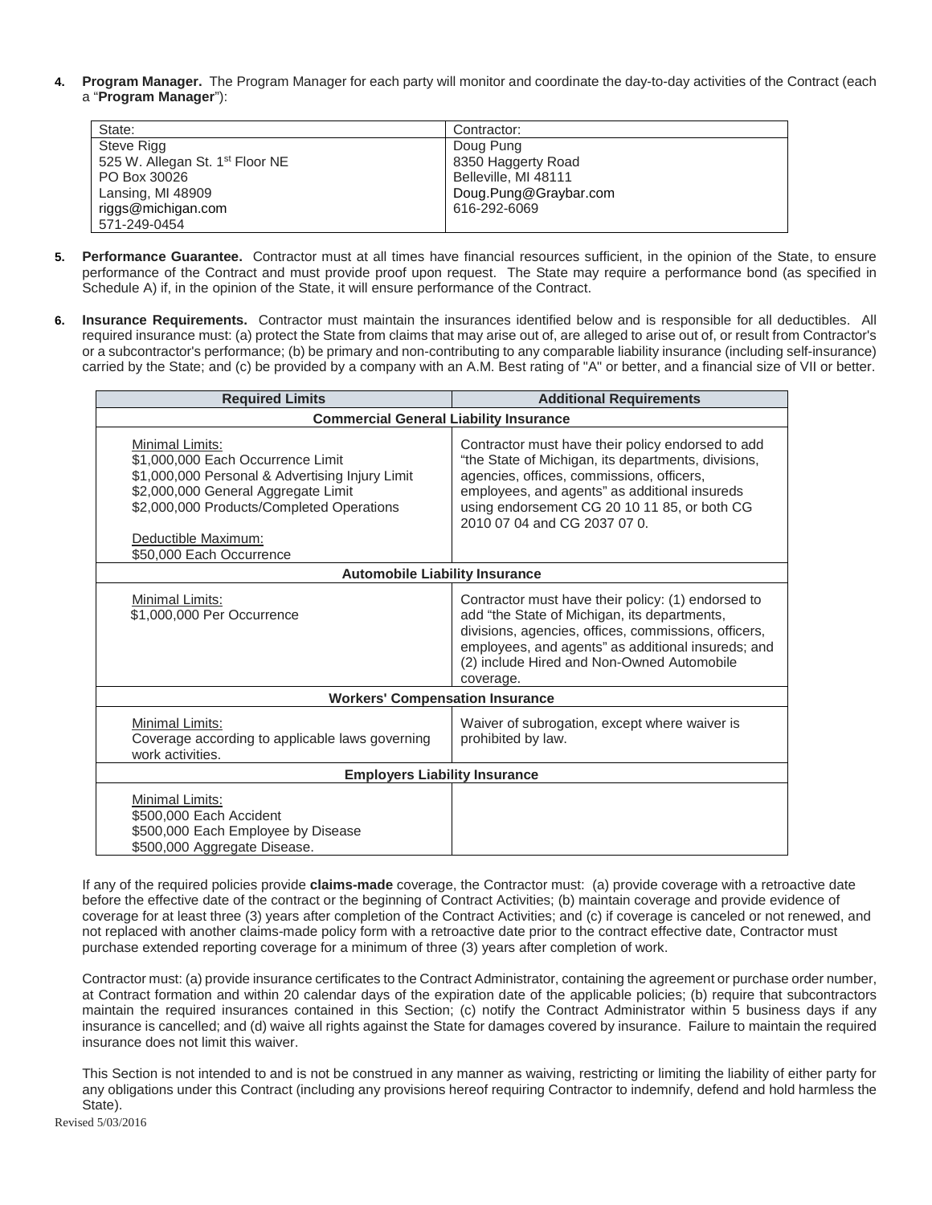4. **Program Manager.** The Program Manager for each party will monitor and coordinate the day-to-day activities of the Contract (each a "**Program Manager**"):

| State: | Contractor: |
|---|---|
| Steve Rigg<br>525 W. Allegan St. 1st Floor NE<br>PO Box 30026<br>Lansing, MI 48909<br>riggs@michigan.com<br>571-249-0454 | Doug Pung<br>8350 Haggerty Road<br>Belleville, MI 48111<br>Doug.Pung@Graybar.com<br>616-292-6069 |

5. **Performance Guarantee.** Contractor must at all times have financial resources sufficient, in the opinion of the State, to ensure performance of the Contract and must provide proof upon request. The State may require a performance bond (as specified in Schedule A) if, in the opinion of the State, it will ensure performance of the Contract.

6. **Insurance Requirements.** Contractor must maintain the insurances identified below and is responsible for all deductibles. All required insurance must: (a) protect the State from claims that may arise out of, are alleged to arise out of, or result from Contractor's or a subcontractor's performance; (b) be primary and non-contributing to any comparable liability insurance (including self-insurance) carried by the State; and (c) be provided by a company with an A.M. Best rating of "A" or better, and a financial size of VII or better.

| Required Limits | Additional Requirements |
|---|---|
| **Commercial General Liability Insurance** | |
| Minimal Limits:<br>$1,000,000 Each Occurrence Limit<br>$1,000,000 Personal & Advertising Injury Limit<br>$2,000,000 General Aggregate Limit<br>$2,000,000 Products/Completed Operations<br><br>Deductible Maximum:<br>$50,000 Each Occurrence | Contractor must have their policy endorsed to add "the State of Michigan, its departments, divisions, agencies, offices, commissions, officers, employees, and agents" as additional insureds using endorsement CG 20 10 11 85, or both CG 2010 07 04 and CG 2037 07 0. |
| **Automobile Liability Insurance** | |
| Minimal Limits:<br>$1,000,000 Per Occurrence | Contractor must have their policy: (1) endorsed to add "the State of Michigan, its departments, divisions, agencies, offices, commissions, officers, employees, and agents" as additional insureds; and (2) include Hired and Non-Owned Automobile coverage. |
| **Workers' Compensation Insurance** | |
| Minimal Limits:<br>Coverage according to applicable laws governing work activities. | Waiver of subrogation, except where waiver is prohibited by law. |
| **Employers Liability Insurance** | |
| Minimal Limits:<br>$500,000 Each Accident<br>$500,000 Each Employee by Disease<br>$500,000 Aggregate Disease. | |

If any of the required policies provide **claims-made** coverage, the Contractor must: (a) provide coverage with a retroactive date before the effective date of the contract or the beginning of Contract Activities; (b) maintain coverage and provide evidence of coverage for at least three (3) years after completion of the Contract Activities; and (c) if coverage is canceled or not renewed, and not replaced with another claims-made policy form with a retroactive date prior to the contract effective date, Contractor must purchase extended reporting coverage for a minimum of three (3) years after completion of work.

Contractor must: (a) provide insurance certificates to the Contract Administrator, containing the agreement or purchase order number, at Contract formation and within 20 calendar days of the expiration date of the applicable policies; (b) require that subcontractors maintain the required insurances contained in this Section; (c) notify the Contract Administrator within 5 business days if any insurance is cancelled; and (d) waive all rights against the State for damages covered by insurance. Failure to maintain the required insurance does not limit this waiver.

This Section is not intended to and is not be construed in any manner as waiving, restricting or limiting the liability of either party for any obligations under this Contract (including any provisions hereof requiring Contractor to indemnify, defend and hold harmless the State).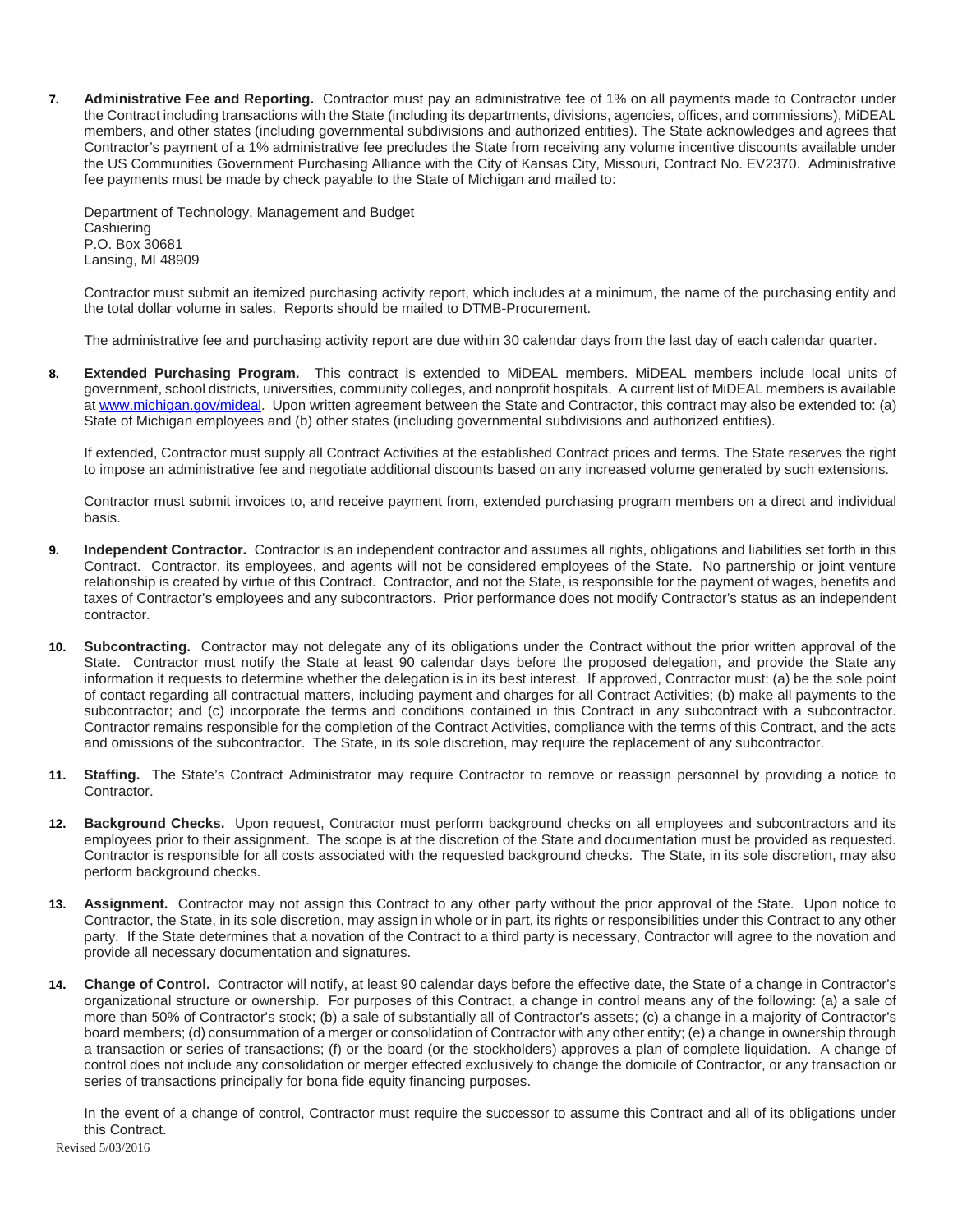**7. Administrative Fee and Reporting.** Contractor must pay an administrative fee of 1% on all payments made to Contractor under the Contract including transactions with the State (including its departments, divisions, agencies, offices, and commissions), MiDEAL members, and other states (including governmental subdivisions and authorized entities). The State acknowledges and agrees that Contractor's payment of a 1% administrative fee precludes the State from receiving any volume incentive discounts available under the US Communities Government Purchasing Alliance with the City of Kansas City, Missouri, Contract No. EV2370. Administrative fee payments must be made by check payable to the State of Michigan and mailed to:

Department of Technology, Management and Budget
Cashiering
P.O. Box 30681
Lansing, MI 48909

Contractor must submit an itemized purchasing activity report, which includes at a minimum, the name of the purchasing entity and the total dollar volume in sales. Reports should be mailed to DTMB-Procurement.

The administrative fee and purchasing activity report are due within 30 calendar days from the last day of each calendar quarter.

**8. Extended Purchasing Program.** This contract is extended to MiDEAL members. MiDEAL members include local units of government, school districts, universities, community colleges, and nonprofit hospitals. A current list of MiDEAL members is available at www.michigan.gov/mideal. Upon written agreement between the State and Contractor, this contract may also be extended to: (a) State of Michigan employees and (b) other states (including governmental subdivisions and authorized entities).

If extended, Contractor must supply all Contract Activities at the established Contract prices and terms. The State reserves the right to impose an administrative fee and negotiate additional discounts based on any increased volume generated by such extensions.

Contractor must submit invoices to, and receive payment from, extended purchasing program members on a direct and individual basis.

**9. Independent Contractor.** Contractor is an independent contractor and assumes all rights, obligations and liabilities set forth in this Contract. Contractor, its employees, and agents will not be considered employees of the State. No partnership or joint venture relationship is created by virtue of this Contract. Contractor, and not the State, is responsible for the payment of wages, benefits and taxes of Contractor's employees and any subcontractors. Prior performance does not modify Contractor's status as an independent contractor.

**10. Subcontracting.** Contractor may not delegate any of its obligations under the Contract without the prior written approval of the State. Contractor must notify the State at least 90 calendar days before the proposed delegation, and provide the State any information it requests to determine whether the delegation is in its best interest. If approved, Contractor must: (a) be the sole point of contact regarding all contractual matters, including payment and charges for all Contract Activities; (b) make all payments to the subcontractor; and (c) incorporate the terms and conditions contained in this Contract in any subcontract with a subcontractor. Contractor remains responsible for the completion of the Contract Activities, compliance with the terms of this Contract, and the acts and omissions of the subcontractor. The State, in its sole discretion, may require the replacement of any subcontractor.

**11. Staffing.** The State's Contract Administrator may require Contractor to remove or reassign personnel by providing a notice to Contractor.

**12. Background Checks.** Upon request, Contractor must perform background checks on all employees and subcontractors and its employees prior to their assignment. The scope is at the discretion of the State and documentation must be provided as requested. Contractor is responsible for all costs associated with the requested background checks. The State, in its sole discretion, may also perform background checks.

**13. Assignment.** Contractor may not assign this Contract to any other party without the prior approval of the State. Upon notice to Contractor, the State, in its sole discretion, may assign in whole or in part, its rights or responsibilities under this Contract to any other party. If the State determines that a novation of the Contract to a third party is necessary, Contractor will agree to the novation and provide all necessary documentation and signatures.

**14. Change of Control.** Contractor will notify, at least 90 calendar days before the effective date, the State of a change in Contractor's organizational structure or ownership. For purposes of this Contract, a change in control means any of the following: (a) a sale of more than 50% of Contractor's stock; (b) a sale of substantially all of Contractor's assets; (c) a change in a majority of Contractor's board members; (d) consummation of a merger or consolidation of Contractor with any other entity; (e) a change in ownership through a transaction or series of transactions; (f) or the board (or the stockholders) approves a plan of complete liquidation. A change of control does not include any consolidation or merger effected exclusively to change the domicile of Contractor, or any transaction or series of transactions principally for bona fide equity financing purposes.

In the event of a change of control, Contractor must require the successor to assume this Contract and all of its obligations under this Contract.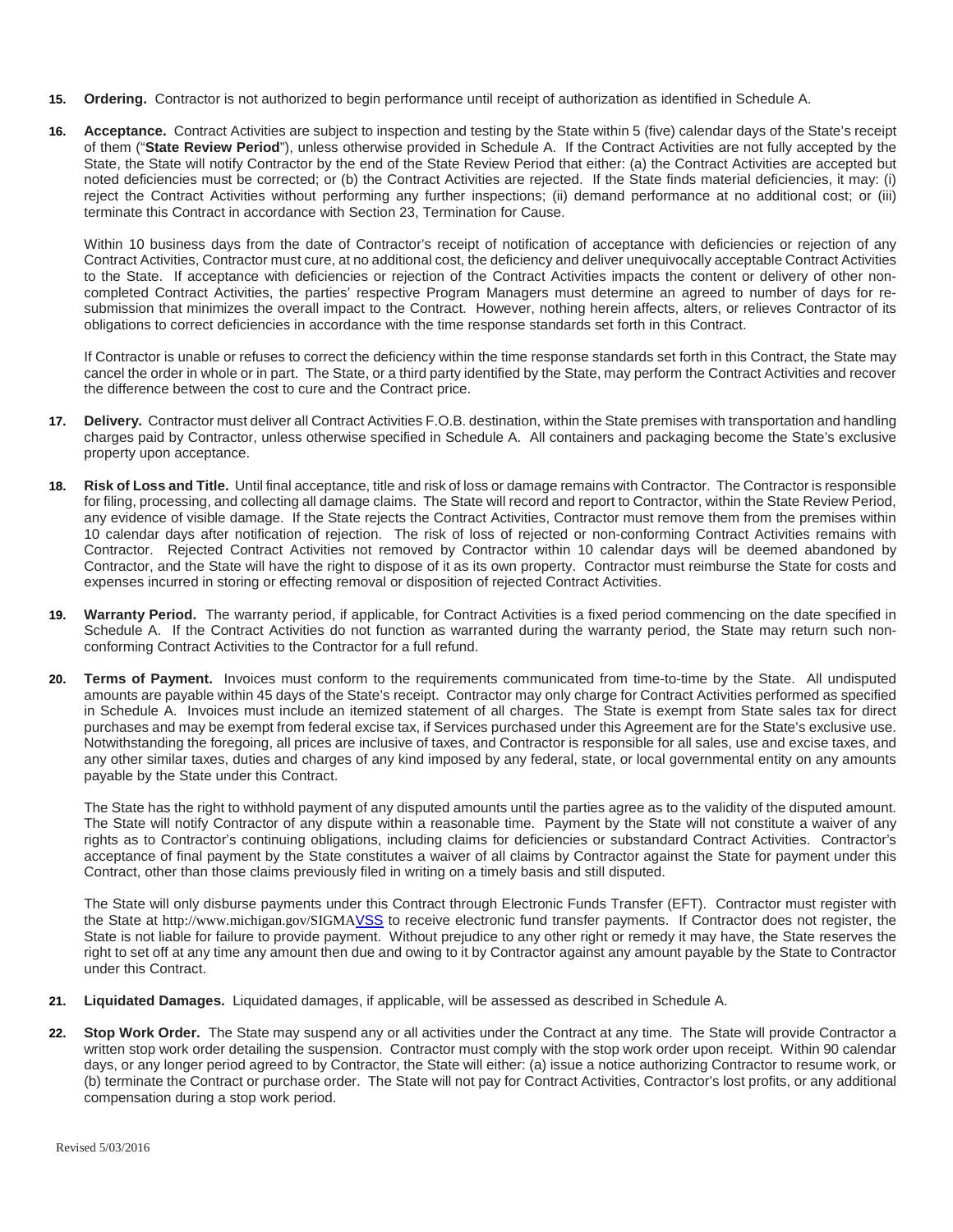15. **Ordering.** Contractor is not authorized to begin performance until receipt of authorization as identified in Schedule A.

16. **Acceptance.** Contract Activities are subject to inspection and testing by the State within 5 (five) calendar days of the State's receipt of them ("**State Review Period**"), unless otherwise provided in Schedule A. If the Contract Activities are not fully accepted by the State, the State will notify Contractor by the end of the State Review Period that either: (a) the Contract Activities are accepted but noted deficiencies must be corrected; or (b) the Contract Activities are rejected. If the State finds material deficiencies, it may: (i) reject the Contract Activities without performing any further inspections; (ii) demand performance at no additional cost; or (iii) terminate this Contract in accordance with Section 23, Termination for Cause.

    Within 10 business days from the date of Contractor's receipt of notification of acceptance with deficiencies or rejection of any Contract Activities, Contractor must cure, at no additional cost, the deficiency and deliver unequivocally acceptable Contract Activities to the State. If acceptance with deficiencies or rejection of the Contract Activities impacts the content or delivery of other non-completed Contract Activities, the parties' respective Program Managers must determine an agreed to number of days for re-submission that minimizes the overall impact to the Contract. However, nothing herein affects, alters, or relieves Contractor of its obligations to correct deficiencies in accordance with the time response standards set forth in this Contract.

    If Contractor is unable or refuses to correct the deficiency within the time response standards set forth in this Contract, the State may cancel the order in whole or in part. The State, or a third party identified by the State, may perform the Contract Activities and recover the difference between the cost to cure and the Contract price.

17. **Delivery.** Contractor must deliver all Contract Activities F.O.B. destination, within the State premises with transportation and handling charges paid by Contractor, unless otherwise specified in Schedule A. All containers and packaging become the State's exclusive property upon acceptance.

18. **Risk of Loss and Title.** Until final acceptance, title and risk of loss or damage remains with Contractor. The Contractor is responsible for filing, processing, and collecting all damage claims. The State will record and report to Contractor, within the State Review Period, any evidence of visible damage. If the State rejects the Contract Activities, Contractor must remove them from the premises within 10 calendar days after notification of rejection. The risk of loss of rejected or non-conforming Contract Activities remains with Contractor. Rejected Contract Activities not removed by Contractor within 10 calendar days will be deemed abandoned by Contractor, and the State will have the right to dispose of it as its own property. Contractor must reimburse the State for costs and expenses incurred in storing or effecting removal or disposition of rejected Contract Activities.

19. **Warranty Period.** The warranty period, if applicable, for Contract Activities is a fixed period commencing on the date specified in Schedule A. If the Contract Activities do not function as warranted during the warranty period, the State may return such non-conforming Contract Activities to the Contractor for a full refund.

20. **Terms of Payment.** Invoices must conform to the requirements communicated from time-to-time by the State. All undisputed amounts are payable within 45 days of the State's receipt. Contractor may only charge for Contract Activities performed as specified in Schedule A. Invoices must include an itemized statement of all charges. The State is exempt from State sales tax for direct purchases and may be exempt from federal excise tax, if Services purchased under this Agreement are for the State's exclusive use. Notwithstanding the foregoing, all prices are inclusive of taxes, and Contractor is responsible for all sales, use and excise taxes, and any other similar taxes, duties and charges of any kind imposed by any federal, state, or local governmental entity on any amounts payable by the State under this Contract.

    The State has the right to withhold payment of any disputed amounts until the parties agree as to the validity of the disputed amount. The State will notify Contractor of any dispute within a reasonable time. Payment by the State will not constitute a waiver of any rights as to Contractor's continuing obligations, including claims for deficiencies or substandard Contract Activities. Contractor's acceptance of final payment by the State constitutes a waiver of all claims by Contractor against the State for payment under this Contract, other than those claims previously filed in writing on a timely basis and still disputed.

    The State will only disburse payments under this Contract through Electronic Funds Transfer (EFT). Contractor must register with the State at http://www.michigan.gov/SIGMAVSS to receive electronic fund transfer payments. If Contractor does not register, the State is not liable for failure to provide payment. Without prejudice to any other right or remedy it may have, the State reserves the right to set off at any time any amount then due and owing to it by Contractor against any amount payable by the State to Contractor under this Contract.

21. **Liquidated Damages.** Liquidated damages, if applicable, will be assessed as described in Schedule A.

22. **Stop Work Order.** The State may suspend any or all activities under the Contract at any time. The State will provide Contractor a written stop work order detailing the suspension. Contractor must comply with the stop work order upon receipt. Within 90 calendar days, or any longer period agreed to by Contractor, the State will either: (a) issue a notice authorizing Contractor to resume work, or (b) terminate the Contract or purchase order. The State will not pay for Contract Activities, Contractor's lost profits, or any additional compensation during a stop work period.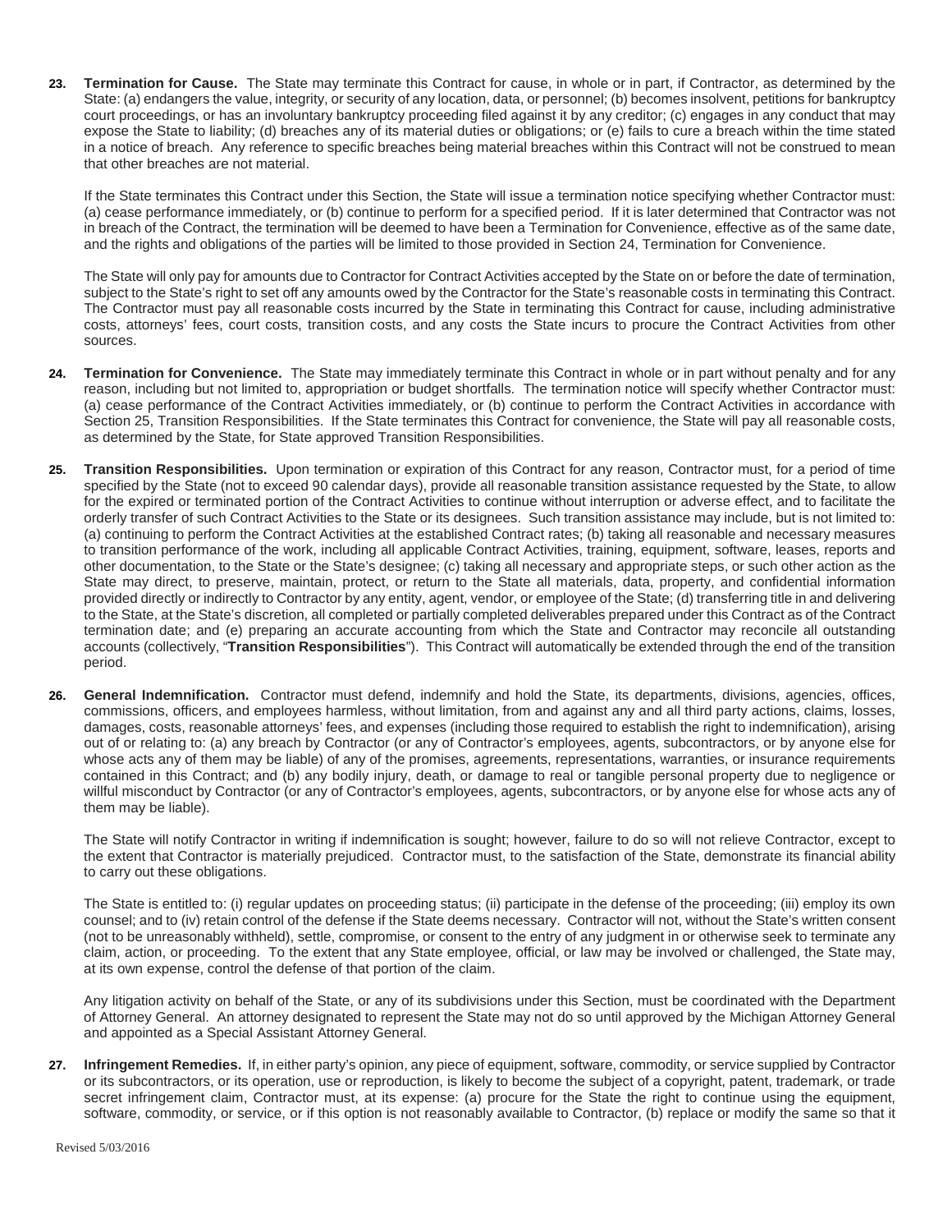**23. Termination for Cause.** The State may terminate this Contract for cause, in whole or in part, if Contractor, as determined by the State: (a) endangers the value, integrity, or security of any location, data, or personnel; (b) becomes insolvent, petitions for bankruptcy court proceedings, or has an involuntary bankruptcy proceeding filed against it by any creditor; (c) engages in any conduct that may expose the State to liability; (d) breaches any of its material duties or obligations; or (e) fails to cure a breach within the time stated in a notice of breach. Any reference to specific breaches being material breaches within this Contract will not be construed to mean that other breaches are not material.

If the State terminates this Contract under this Section, the State will issue a termination notice specifying whether Contractor must: (a) cease performance immediately, or (b) continue to perform for a specified period. If it is later determined that Contractor was not in breach of the Contract, the termination will be deemed to have been a Termination for Convenience, effective as of the same date, and the rights and obligations of the parties will be limited to those provided in Section 24, Termination for Convenience.

The State will only pay for amounts due to Contractor for Contract Activities accepted by the State on or before the date of termination, subject to the State's right to set off any amounts owed by the Contractor for the State's reasonable costs in terminating this Contract. The Contractor must pay all reasonable costs incurred by the State in terminating this Contract for cause, including administrative costs, attorneys' fees, court costs, transition costs, and any costs the State incurs to procure the Contract Activities from other sources.

**24. Termination for Convenience.** The State may immediately terminate this Contract in whole or in part without penalty and for any reason, including but not limited to, appropriation or budget shortfalls. The termination notice will specify whether Contractor must: (a) cease performance of the Contract Activities immediately, or (b) continue to perform the Contract Activities in accordance with Section 25, Transition Responsibilities. If the State terminates this Contract for convenience, the State will pay all reasonable costs, as determined by the State, for State approved Transition Responsibilities.

**25. Transition Responsibilities.** Upon termination or expiration of this Contract for any reason, Contractor must, for a period of time specified by the State (not to exceed 90 calendar days), provide all reasonable transition assistance requested by the State, to allow for the expired or terminated portion of the Contract Activities to continue without interruption or adverse effect, and to facilitate the orderly transfer of such Contract Activities to the State or its designees. Such transition assistance may include, but is not limited to: (a) continuing to perform the Contract Activities at the established Contract rates; (b) taking all reasonable and necessary measures to transition performance of the work, including all applicable Contract Activities, training, equipment, software, leases, reports and other documentation, to the State or the State's designee; (c) taking all necessary and appropriate steps, or such other action as the State may direct, to preserve, maintain, protect, or return to the State all materials, data, property, and confidential information provided directly or indirectly to Contractor by any entity, agent, vendor, or employee of the State; (d) transferring title in and delivering to the State, at the State's discretion, all completed or partially completed deliverables prepared under this Contract as of the Contract termination date; and (e) preparing an accurate accounting from which the State and Contractor may reconcile all outstanding accounts (collectively, "**Transition Responsibilities**"). This Contract will automatically be extended through the end of the transition period.

**26. General Indemnification.** Contractor must defend, indemnify and hold the State, its departments, divisions, agencies, offices, commissions, officers, and employees harmless, without limitation, from and against any and all third party actions, claims, losses, damages, costs, reasonable attorneys' fees, and expenses (including those required to establish the right to indemnification), arising out of or relating to: (a) any breach by Contractor (or any of Contractor's employees, agents, subcontractors, or by anyone else for whose acts any of them may be liable) of any of the promises, agreements, representations, warranties, or insurance requirements contained in this Contract; and (b) any bodily injury, death, or damage to real or tangible personal property due to negligence or willful misconduct by Contractor (or any of Contractor's employees, agents, subcontractors, or by anyone else for whose acts any of them may be liable).

The State will notify Contractor in writing if indemnification is sought; however, failure to do so will not relieve Contractor, except to the extent that Contractor is materially prejudiced. Contractor must, to the satisfaction of the State, demonstrate its financial ability to carry out these obligations.

The State is entitled to: (i) regular updates on proceeding status; (ii) participate in the defense of the proceeding; (iii) employ its own counsel; and to (iv) retain control of the defense if the State deems necessary. Contractor will not, without the State's written consent (not to be unreasonably withheld), settle, compromise, or consent to the entry of any judgment in or otherwise seek to terminate any claim, action, or proceeding. To the extent that any State employee, official, or law may be involved or challenged, the State may, at its own expense, control the defense of that portion of the claim.

Any litigation activity on behalf of the State, or any of its subdivisions under this Section, must be coordinated with the Department of Attorney General. An attorney designated to represent the State may not do so until approved by the Michigan Attorney General and appointed as a Special Assistant Attorney General.

**27. Infringement Remedies.** If, in either party's opinion, any piece of equipment, software, commodity, or service supplied by Contractor or its subcontractors, or its operation, use or reproduction, is likely to become the subject of a copyright, patent, trademark, or trade secret infringement claim, Contractor must, at its expense: (a) procure for the State the right to continue using the equipment, software, commodity, or service, or if this option is not reasonably available to Contractor, (b) replace or modify the same so that it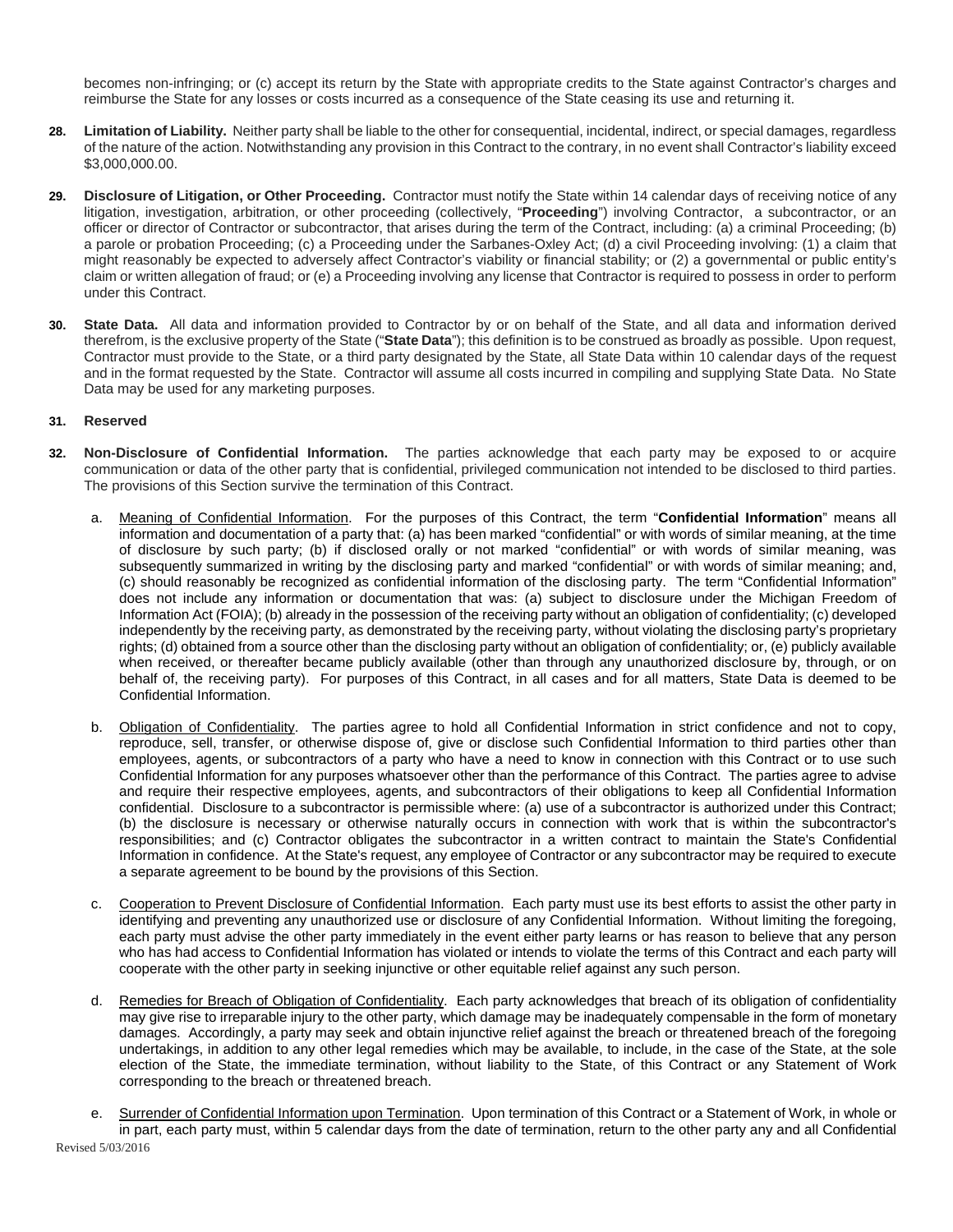becomes non-infringing; or (c) accept its return by the State with appropriate credits to the State against Contractor's charges and reimburse the State for any losses or costs incurred as a consequence of the State ceasing its use and returning it.

**28. Limitation of Liability.** Neither party shall be liable to the other for consequential, incidental, indirect, or special damages, regardless of the nature of the action. Notwithstanding any provision in this Contract to the contrary, in no event shall Contractor's liability exceed $3,000,000.00.

**29. Disclosure of Litigation, or Other Proceeding.** Contractor must notify the State within 14 calendar days of receiving notice of any litigation, investigation, arbitration, or other proceeding (collectively, "**Proceeding**") involving Contractor, a subcontractor, or an officer or director of Contractor or subcontractor, that arises during the term of the Contract, including: (a) a criminal Proceeding; (b) a parole or probation Proceeding; (c) a Proceeding under the Sarbanes-Oxley Act; (d) a civil Proceeding involving: (1) a claim that might reasonably be expected to adversely affect Contractor's viability or financial stability; or (2) a governmental or public entity's claim or written allegation of fraud; or (e) a Proceeding involving any license that Contractor is required to possess in order to perform under this Contract.

**30. State Data.** All data and information provided to Contractor by or on behalf of the State, and all data and information derived therefrom, is the exclusive property of the State ("**State Data**"); this definition is to be construed as broadly as possible. Upon request, Contractor must provide to the State, or a third party designated by the State, all State Data within 10 calendar days of the request and in the format requested by the State. Contractor will assume all costs incurred in compiling and supplying State Data. No State Data may be used for any marketing purposes.

**31. Reserved**

**32. Non-Disclosure of Confidential Information.** The parties acknowledge that each party may be exposed to or acquire communication or data of the other party that is confidential, privileged communication not intended to be disclosed to third parties. The provisions of this Section survive the termination of this Contract.

a. Meaning of Confidential Information. For the purposes of this Contract, the term "**Confidential Information**" means all information and documentation of a party that: (a) has been marked "confidential" or with words of similar meaning, at the time of disclosure by such party; (b) if disclosed orally or not marked "confidential" or with words of similar meaning, was subsequently summarized in writing by the disclosing party and marked "confidential" or with words of similar meaning; and, (c) should reasonably be recognized as confidential information of the disclosing party. The term "Confidential Information" does not include any information or documentation that was: (a) subject to disclosure under the Michigan Freedom of Information Act (FOIA); (b) already in the possession of the receiving party without an obligation of confidentiality; (c) developed independently by the receiving party, as demonstrated by the receiving party, without violating the disclosing party's proprietary rights; (d) obtained from a source other than the disclosing party without an obligation of confidentiality; or, (e) publicly available when received, or thereafter became publicly available (other than through any unauthorized disclosure by, through, or on behalf of, the receiving party). For purposes of this Contract, in all cases and for all matters, State Data is deemed to be Confidential Information.

b. Obligation of Confidentiality. The parties agree to hold all Confidential Information in strict confidence and not to copy, reproduce, sell, transfer, or otherwise dispose of, give or disclose such Confidential Information to third parties other than employees, agents, or subcontractors of a party who have a need to know in connection with this Contract or to use such Confidential Information for any purposes whatsoever other than the performance of this Contract. The parties agree to advise and require their respective employees, agents, and subcontractors of their obligations to keep all Confidential Information confidential. Disclosure to a subcontractor is permissible where: (a) use of a subcontractor is authorized under this Contract; (b) the disclosure is necessary or otherwise naturally occurs in connection with work that is within the subcontractor's responsibilities; and (c) Contractor obligates the subcontractor in a written contract to maintain the State's Confidential Information in confidence. At the State's request, any employee of Contractor or any subcontractor may be required to execute a separate agreement to be bound by the provisions of this Section.

c. Cooperation to Prevent Disclosure of Confidential Information. Each party must use its best efforts to assist the other party in identifying and preventing any unauthorized use or disclosure of any Confidential Information. Without limiting the foregoing, each party must advise the other party immediately in the event either party learns or has reason to believe that any person who has had access to Confidential Information has violated or intends to violate the terms of this Contract and each party will cooperate with the other party in seeking injunctive or other equitable relief against any such person.

d. Remedies for Breach of Obligation of Confidentiality. Each party acknowledges that breach of its obligation of confidentiality may give rise to irreparable injury to the other party, which damage may be inadequately compensable in the form of monetary damages. Accordingly, a party may seek and obtain injunctive relief against the breach or threatened breach of the foregoing undertakings, in addition to any other legal remedies which may be available, to include, in the case of the State, at the sole election of the State, the immediate termination, without liability to the State, of this Contract or any Statement of Work corresponding to the breach or threatened breach.

e. Surrender of Confidential Information upon Termination. Upon termination of this Contract or a Statement of Work, in whole or in part, each party must, within 5 calendar days from the date of termination, return to the other party any and all Confidential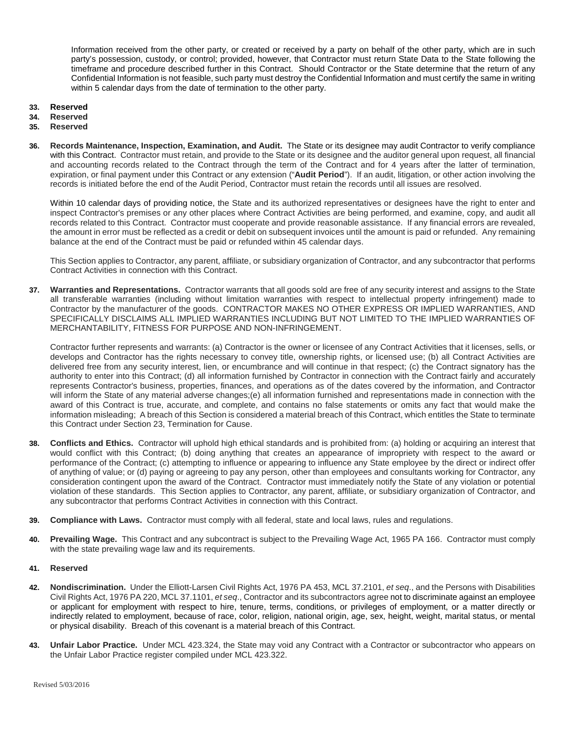Information received from the other party, or created or received by a party on behalf of the other party, which are in such party's possession, custody, or control; provided, however, that Contractor must return State Data to the State following the timeframe and procedure described further in this Contract. Should Contractor or the State determine that the return of any Confidential Information is not feasible, such party must destroy the Confidential Information and must certify the same in writing within 5 calendar days from the date of termination to the other party.

**33. Reserved**

**34. Reserved**

**35. Reserved**

**36. Records Maintenance, Inspection, Examination, and Audit.** The State or its designee may audit Contractor to verify compliance with this Contract. Contractor must retain, and provide to the State or its designee and the auditor general upon request, all financial and accounting records related to the Contract through the term of the Contract and for 4 years after the latter of termination, expiration, or final payment under this Contract or any extension ("**Audit Period**"). If an audit, litigation, or other action involving the records is initiated before the end of the Audit Period, Contractor must retain the records until all issues are resolved.

Within 10 calendar days of providing notice, the State and its authorized representatives or designees have the right to enter and inspect Contractor's premises or any other places where Contract Activities are being performed, and examine, copy, and audit all records related to this Contract. Contractor must cooperate and provide reasonable assistance. If any financial errors are revealed, the amount in error must be reflected as a credit or debit on subsequent invoices until the amount is paid or refunded. Any remaining balance at the end of the Contract must be paid or refunded within 45 calendar days.

This Section applies to Contractor, any parent, affiliate, or subsidiary organization of Contractor, and any subcontractor that performs Contract Activities in connection with this Contract.

**37. Warranties and Representations.** Contractor warrants that all goods sold are free of any security interest and assigns to the State all transferable warranties (including without limitation warranties with respect to intellectual property infringement) made to Contractor by the manufacturer of the goods. CONTRACTOR MAKES NO OTHER EXPRESS OR IMPLIED WARRANTIES, AND SPECIFICALLY DISCLAIMS ALL IMPLIED WARRANTIES INCLUDING BUT NOT LIMITED TO THE IMPLIED WARRANTIES OF MERCHANTABILITY, FITNESS FOR PURPOSE AND NON-INFRINGEMENT.

Contractor further represents and warrants: (a) Contractor is the owner or licensee of any Contract Activities that it licenses, sells, or develops and Contractor has the rights necessary to convey title, ownership rights, or licensed use; (b) all Contract Activities are delivered free from any security interest, lien, or encumbrance and will continue in that respect; (c) the Contract signatory has the authority to enter into this Contract; (d) all information furnished by Contractor in connection with the Contract fairly and accurately represents Contractor's business, properties, finances, and operations as of the dates covered by the information, and Contractor will inform the State of any material adverse changes;(e) all information furnished and representations made in connection with the award of this Contract is true, accurate, and complete, and contains no false statements or omits any fact that would make the information misleading; A breach of this Section is considered a material breach of this Contract, which entitles the State to terminate this Contract under Section 23, Termination for Cause.

**38. Conflicts and Ethics.** Contractor will uphold high ethical standards and is prohibited from: (a) holding or acquiring an interest that would conflict with this Contract; (b) doing anything that creates an appearance of impropriety with respect to the award or performance of the Contract; (c) attempting to influence or appearing to influence any State employee by the direct or indirect offer of anything of value; or (d) paying or agreeing to pay any person, other than employees and consultants working for Contractor, any consideration contingent upon the award of the Contract. Contractor must immediately notify the State of any violation or potential violation of these standards. This Section applies to Contractor, any parent, affiliate, or subsidiary organization of Contractor, and any subcontractor that performs Contract Activities in connection with this Contract.

**39. Compliance with Laws.** Contractor must comply with all federal, state and local laws, rules and regulations.

**40. Prevailing Wage.** This Contract and any subcontract is subject to the Prevailing Wage Act, 1965 PA 166. Contractor must comply with the state prevailing wage law and its requirements.

**41. Reserved**

**42. Nondiscrimination.** Under the Elliott-Larsen Civil Rights Act, 1976 PA 453, MCL 37.2101, *et seq*., and the Persons with Disabilities Civil Rights Act, 1976 PA 220, MCL 37.1101, *et seq*., Contractor and its subcontractors agree not to discriminate against an employee or applicant for employment with respect to hire, tenure, terms, conditions, or privileges of employment, or a matter directly or indirectly related to employment, because of race, color, religion, national origin, age, sex, height, weight, marital status, or mental or physical disability. Breach of this covenant is a material breach of this Contract.

**43. Unfair Labor Practice.** Under MCL 423.324, the State may void any Contract with a Contractor or subcontractor who appears on the Unfair Labor Practice register compiled under MCL 423.322.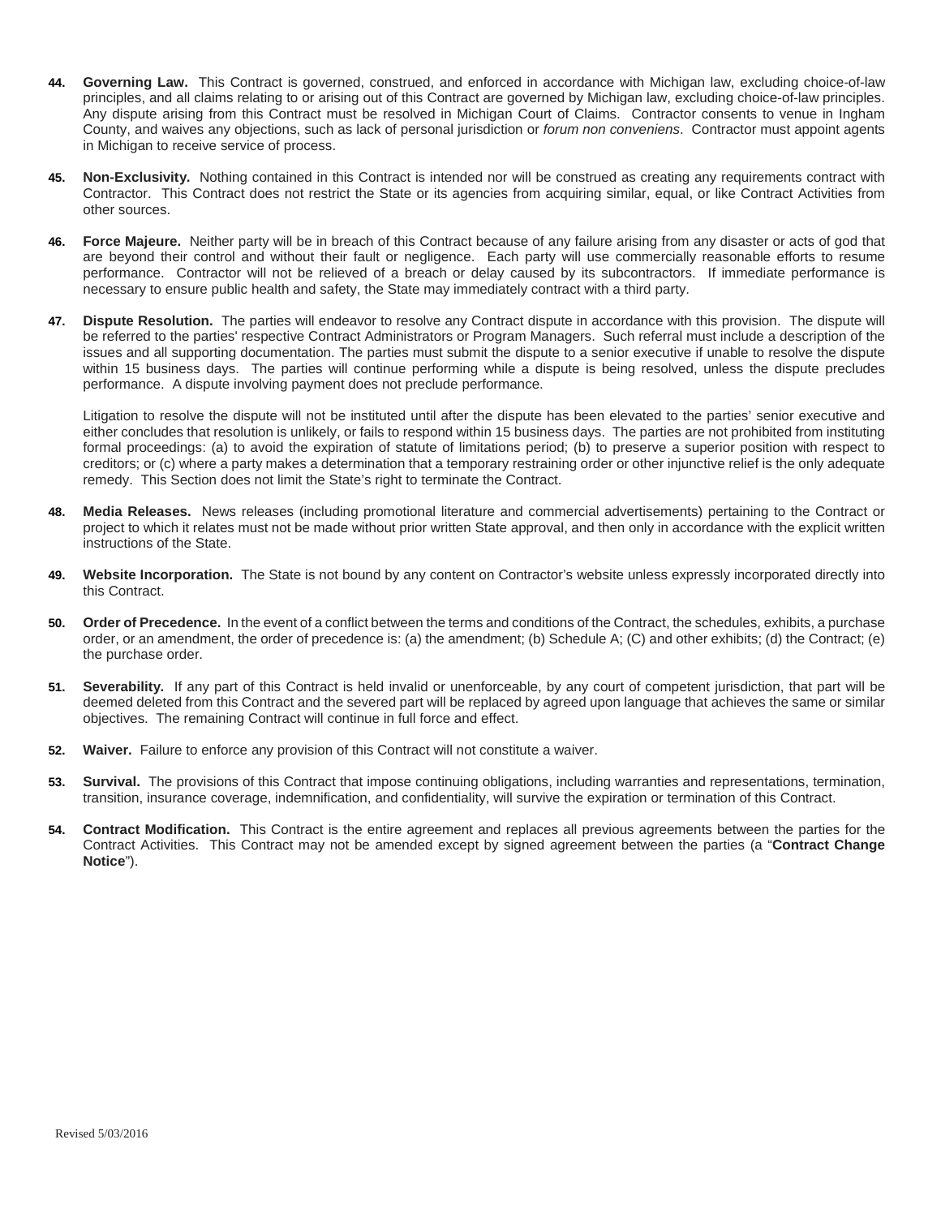44. **Governing Law.** This Contract is governed, construed, and enforced in accordance with Michigan law, excluding choice-of-law principles, and all claims relating to or arising out of this Contract are governed by Michigan law, excluding choice-of-law principles. Any dispute arising from this Contract must be resolved in Michigan Court of Claims. Contractor consents to venue in Ingham County, and waives any objections, such as lack of personal jurisdiction or *forum non conveniens*. Contractor must appoint agents in Michigan to receive service of process.

45. **Non-Exclusivity.** Nothing contained in this Contract is intended nor will be construed as creating any requirements contract with Contractor. This Contract does not restrict the State or its agencies from acquiring similar, equal, or like Contract Activities from other sources.

46. **Force Majeure.** Neither party will be in breach of this Contract because of any failure arising from any disaster or acts of god that are beyond their control and without their fault or negligence. Each party will use commercially reasonable efforts to resume performance. Contractor will not be relieved of a breach or delay caused by its subcontractors. If immediate performance is necessary to ensure public health and safety, the State may immediately contract with a third party.

47. **Dispute Resolution.** The parties will endeavor to resolve any Contract dispute in accordance with this provision. The dispute will be referred to the parties' respective Contract Administrators or Program Managers. Such referral must include a description of the issues and all supporting documentation. The parties must submit the dispute to a senior executive if unable to resolve the dispute within 15 business days. The parties will continue performing while a dispute is being resolved, unless the dispute precludes performance. A dispute involving payment does not preclude performance.

    Litigation to resolve the dispute will not be instituted until after the dispute has been elevated to the parties' senior executive and either concludes that resolution is unlikely, or fails to respond within 15 business days. The parties are not prohibited from instituting formal proceedings: (a) to avoid the expiration of statute of limitations period; (b) to preserve a superior position with respect to creditors; or (c) where a party makes a determination that a temporary restraining order or other injunctive relief is the only adequate remedy. This Section does not limit the State's right to terminate the Contract.

48. **Media Releases.** News releases (including promotional literature and commercial advertisements) pertaining to the Contract or project to which it relates must not be made without prior written State approval, and then only in accordance with the explicit written instructions of the State.

49. **Website Incorporation.** The State is not bound by any content on Contractor's website unless expressly incorporated directly into this Contract.

50. **Order of Precedence.** In the event of a conflict between the terms and conditions of the Contract, the schedules, exhibits, a purchase order, or an amendment, the order of precedence is: (a) the amendment; (b) Schedule A; (C) and other exhibits; (d) the Contract; (e) the purchase order.

51. **Severability.** If any part of this Contract is held invalid or unenforceable, by any court of competent jurisdiction, that part will be deemed deleted from this Contract and the severed part will be replaced by agreed upon language that achieves the same or similar objectives. The remaining Contract will continue in full force and effect.

52. **Waiver.** Failure to enforce any provision of this Contract will not constitute a waiver.

53. **Survival.** The provisions of this Contract that impose continuing obligations, including warranties and representations, termination, transition, insurance coverage, indemnification, and confidentiality, will survive the expiration or termination of this Contract.

54. **Contract Modification.** This Contract is the entire agreement and replaces all previous agreements between the parties for the Contract Activities. This Contract may not be amended except by signed agreement between the parties (a "**Contract Change Notice**").

Revised 5/03/2016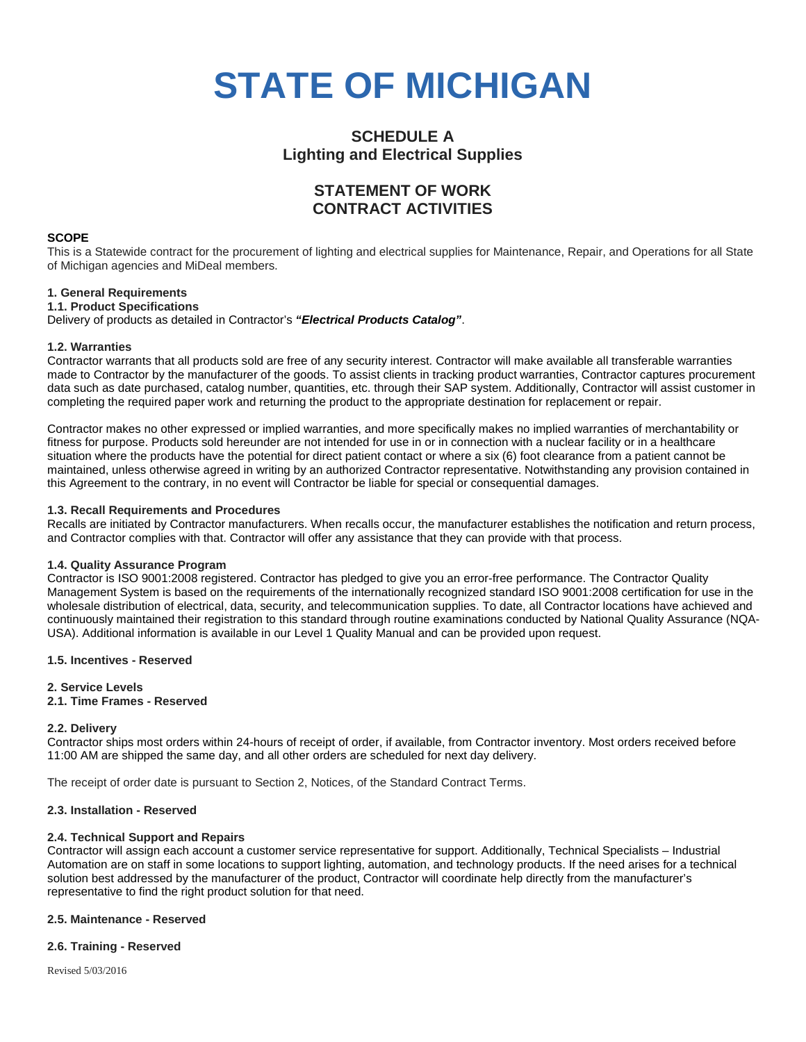# STATE OF MICHIGAN

## SCHEDULE A
## Lighting and Electrical Supplies

## STATEMENT OF WORK
## CONTRACT ACTIVITIES

**SCOPE**
This is a Statewide contract for the procurement of lighting and electrical supplies for Maintenance, Repair, and Operations for all State of Michigan agencies and MiDeal members.

**1. General Requirements**
**1.1. Product Specifications**
Delivery of products as detailed in Contractor's ***"Electrical Products Catalog"***.

**1.2. Warranties**
Contractor warrants that all products sold are free of any security interest. Contractor will make available all transferable warranties made to Contractor by the manufacturer of the goods. To assist clients in tracking product warranties, Contractor captures procurement data such as date purchased, catalog number, quantities, etc. through their SAP system. Additionally, Contractor will assist customer in completing the required paper work and returning the product to the appropriate destination for replacement or repair.

Contractor makes no other expressed or implied warranties, and more specifically makes no implied warranties of merchantability or fitness for purpose. Products sold hereunder are not intended for use in or in connection with a nuclear facility or in a healthcare situation where the products have the potential for direct patient contact or where a six (6) foot clearance from a patient cannot be maintained, unless otherwise agreed in writing by an authorized Contractor representative. Notwithstanding any provision contained in this Agreement to the contrary, in no event will Contractor be liable for special or consequential damages.

**1.3. Recall Requirements and Procedures**
Recalls are initiated by Contractor manufacturers. When recalls occur, the manufacturer establishes the notification and return process, and Contractor complies with that. Contractor will offer any assistance that they can provide with that process.

**1.4. Quality Assurance Program**
Contractor is ISO 9001:2008 registered. Contractor has pledged to give you an error-free performance. The Contractor Quality Management System is based on the requirements of the internationally recognized standard ISO 9001:2008 certification for use in the wholesale distribution of electrical, data, security, and telecommunication supplies. To date, all Contractor locations have achieved and continuously maintained their registration to this standard through routine examinations conducted by National Quality Assurance (NQA-USA). Additional information is available in our Level 1 Quality Manual and can be provided upon request.

**1.5. Incentives - Reserved**

**2. Service Levels**
**2.1. Time Frames - Reserved**

**2.2. Delivery**
Contractor ships most orders within 24-hours of receipt of order, if available, from Contractor inventory. Most orders received before 11:00 AM are shipped the same day, and all other orders are scheduled for next day delivery.

The receipt of order date is pursuant to Section 2, Notices, of the Standard Contract Terms.

**2.3. Installation - Reserved**

**2.4. Technical Support and Repairs**
Contractor will assign each account a customer service representative for support. Additionally, Technical Specialists – Industrial Automation are on staff in some locations to support lighting, automation, and technology products. If the need arises for a technical solution best addressed by the manufacturer of the product, Contractor will coordinate help directly from the manufacturer's representative to find the right product solution for that need.

**2.5. Maintenance - Reserved**

**2.6. Training - Reserved**

Revised 5/03/2016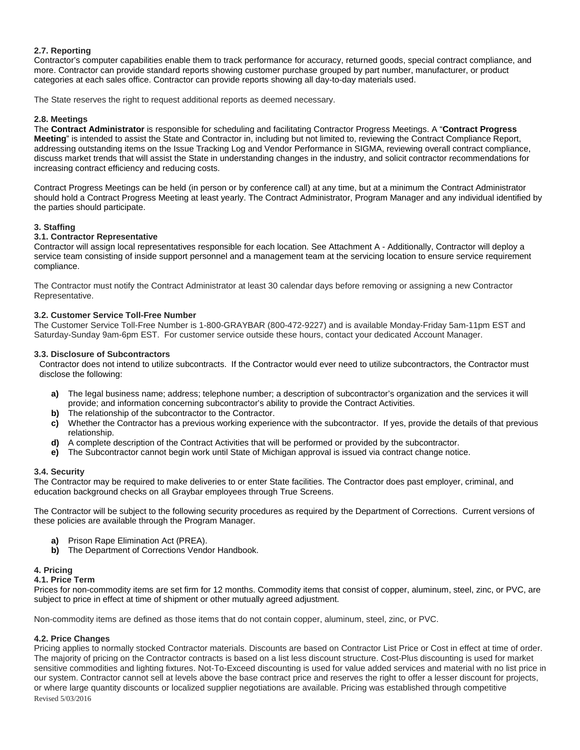### 2.7. Reporting

Contractor's computer capabilities enable them to track performance for accuracy, returned goods, special contract compliance, and more. Contractor can provide standard reports showing customer purchase grouped by part number, manufacturer, or product categories at each sales office. Contractor can provide reports showing all day-to-day materials used.

The State reserves the right to request additional reports as deemed necessary.

### 2.8. Meetings

The **Contract Administrator** is responsible for scheduling and facilitating Contractor Progress Meetings. A "**Contract Progress Meeting**" is intended to assist the State and Contractor in, including but not limited to, reviewing the Contract Compliance Report, addressing outstanding items on the Issue Tracking Log and Vendor Performance in SIGMA, reviewing overall contract compliance, discuss market trends that will assist the State in understanding changes in the industry, and solicit contractor recommendations for increasing contract efficiency and reducing costs.

Contract Progress Meetings can be held (in person or by conference call) at any time, but at a minimum the Contract Administrator should hold a Contract Progress Meeting at least yearly. The Contract Administrator, Program Manager and any individual identified by the parties should participate.

## 3. Staffing

### 3.1. Contractor Representative

Contractor will assign local representatives responsible for each location. See Attachment A - Additionally, Contractor will deploy a service team consisting of inside support personnel and a management team at the servicing location to ensure service requirement compliance.

The Contractor must notify the Contract Administrator at least 30 calendar days before removing or assigning a new Contractor Representative.

### 3.2. Customer Service Toll-Free Number

The Customer Service Toll-Free Number is 1-800-GRAYBAR (800-472-9227) and is available Monday-Friday 5am-11pm EST and Saturday-Sunday 9am-6pm EST. For customer service outside these hours, contact your dedicated Account Manager.

### 3.3. Disclosure of Subcontractors

Contractor does not intend to utilize subcontracts. If the Contractor would ever need to utilize subcontractors, the Contractor must disclose the following:

- **a)** The legal business name; address; telephone number; a description of subcontractor's organization and the services it will provide; and information concerning subcontractor's ability to provide the Contract Activities.
- **b)** The relationship of the subcontractor to the Contractor.
- **c)** Whether the Contractor has a previous working experience with the subcontractor. If yes, provide the details of that previous relationship.
- **d)** A complete description of the Contract Activities that will be performed or provided by the subcontractor.
- **e)** The Subcontractor cannot begin work until State of Michigan approval is issued via contract change notice.

### 3.4. Security

The Contractor may be required to make deliveries to or enter State facilities. The Contractor does past employer, criminal, and education background checks on all Graybar employees through True Screens.

The Contractor will be subject to the following security procedures as required by the Department of Corrections. Current versions of these policies are available through the Program Manager.

- **a)** Prison Rape Elimination Act (PREA).
- **b)** The Department of Corrections Vendor Handbook.

## 4. Pricing

### 4.1. Price Term

Prices for non-commodity items are set firm for 12 months. Commodity items that consist of copper, aluminum, steel, zinc, or PVC, are subject to price in effect at time of shipment or other mutually agreed adjustment.

Non-commodity items are defined as those items that do not contain copper, aluminum, steel, zinc, or PVC.

### 4.2. Price Changes

Pricing applies to normally stocked Contractor materials. Discounts are based on Contractor List Price or Cost in effect at time of order. The majority of pricing on the Contractor contracts is based on a list less discount structure. Cost-Plus discounting is used for market sensitive commodities and lighting fixtures. Not-To-Exceed discounting is used for value added services and material with no list price in our system. Contractor cannot sell at levels above the base contract price and reserves the right to offer a lesser discount for projects, or where large quantity discounts or localized supplier negotiations are available. Pricing was established through competitive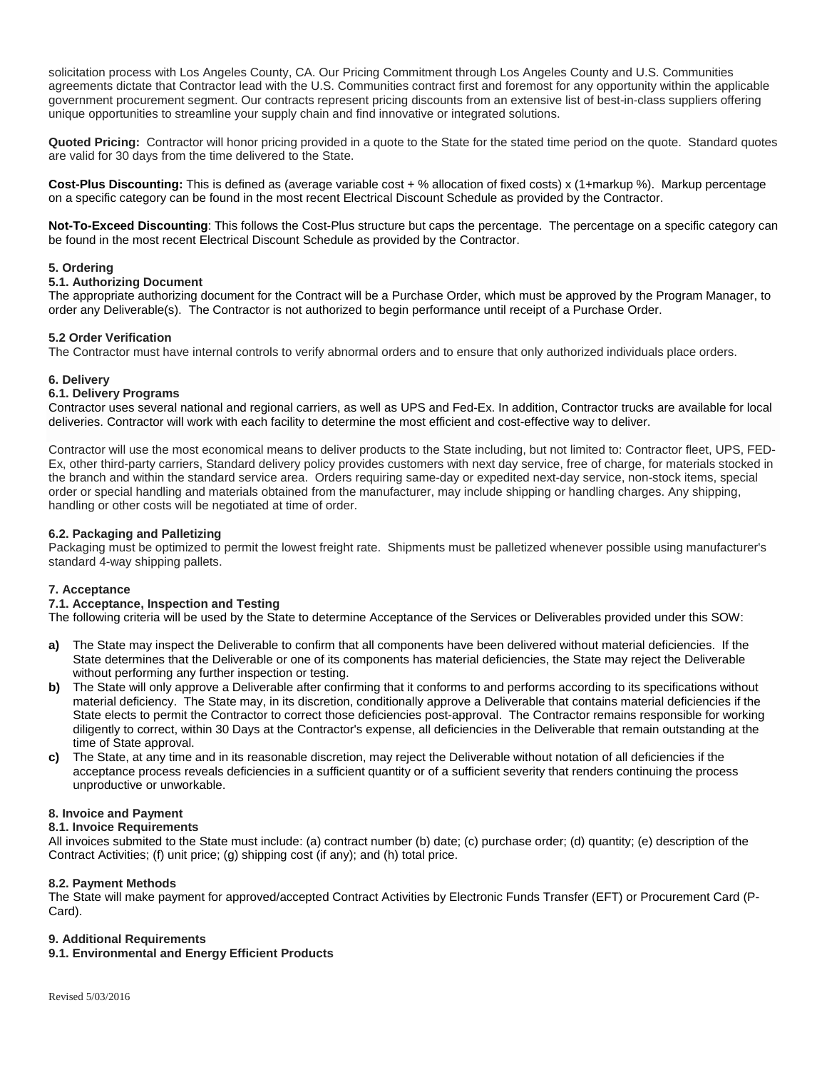solicitation process with Los Angeles County, CA. Our Pricing Commitment through Los Angeles County and U.S. Communities agreements dictate that Contractor lead with the U.S. Communities contract first and foremost for any opportunity within the applicable government procurement segment. Our contracts represent pricing discounts from an extensive list of best-in-class suppliers offering unique opportunities to streamline your supply chain and find innovative or integrated solutions.

**Quoted Pricing:** Contractor will honor pricing provided in a quote to the State for the stated time period on the quote. Standard quotes are valid for 30 days from the time delivered to the State.

**Cost-Plus Discounting:** This is defined as (average variable cost + % allocation of fixed costs) x (1+markup %). Markup percentage on a specific category can be found in the most recent Electrical Discount Schedule as provided by the Contractor.

**Not-To-Exceed Discounting**: This follows the Cost-Plus structure but caps the percentage. The percentage on a specific category can be found in the most recent Electrical Discount Schedule as provided by the Contractor.

### 5. Ordering

#### 5.1. Authorizing Document

The appropriate authorizing document for the Contract will be a Purchase Order, which must be approved by the Program Manager, to order any Deliverable(s). The Contractor is not authorized to begin performance until receipt of a Purchase Order.

#### 5.2 Order Verification

The Contractor must have internal controls to verify abnormal orders and to ensure that only authorized individuals place orders.

### 6. Delivery

#### 6.1. Delivery Programs

Contractor uses several national and regional carriers, as well as UPS and Fed-Ex. In addition, Contractor trucks are available for local deliveries. Contractor will work with each facility to determine the most efficient and cost-effective way to deliver.

Contractor will use the most economical means to deliver products to the State including, but not limited to: Contractor fleet, UPS, FED-Ex, other third-party carriers, Standard delivery policy provides customers with next day service, free of charge, for materials stocked in the branch and within the standard service area. Orders requiring same-day or expedited next-day service, non-stock items, special order or special handling and materials obtained from the manufacturer, may include shipping or handling charges. Any shipping, handling or other costs will be negotiated at time of order.

#### 6.2. Packaging and Palletizing

Packaging must be optimized to permit the lowest freight rate. Shipments must be palletized whenever possible using manufacturer's standard 4-way shipping pallets.

### 7. Acceptance

#### 7.1. Acceptance, Inspection and Testing

The following criteria will be used by the State to determine Acceptance of the Services or Deliverables provided under this SOW:

- **a)** The State may inspect the Deliverable to confirm that all components have been delivered without material deficiencies. If the State determines that the Deliverable or one of its components has material deficiencies, the State may reject the Deliverable without performing any further inspection or testing.
- **b)** The State will only approve a Deliverable after confirming that it conforms to and performs according to its specifications without material deficiency. The State may, in its discretion, conditionally approve a Deliverable that contains material deficiencies if the State elects to permit the Contractor to correct those deficiencies post-approval. The Contractor remains responsible for working diligently to correct, within 30 Days at the Contractor's expense, all deficiencies in the Deliverable that remain outstanding at the time of State approval.
- **c)** The State, at any time and in its reasonable discretion, may reject the Deliverable without notation of all deficiencies if the acceptance process reveals deficiencies in a sufficient quantity or of a sufficient severity that renders continuing the process unproductive or unworkable.

### 8. Invoice and Payment

#### 8.1. Invoice Requirements

All invoices submitted to the State must include: (a) contract number (b) date; (c) purchase order; (d) quantity; (e) description of the Contract Activities; (f) unit price; (g) shipping cost (if any); and (h) total price.

#### 8.2. Payment Methods

The State will make payment for approved/accepted Contract Activities by Electronic Funds Transfer (EFT) or Procurement Card (P-Card).

### 9. Additional Requirements

#### 9.1. Environmental and Energy Efficient Products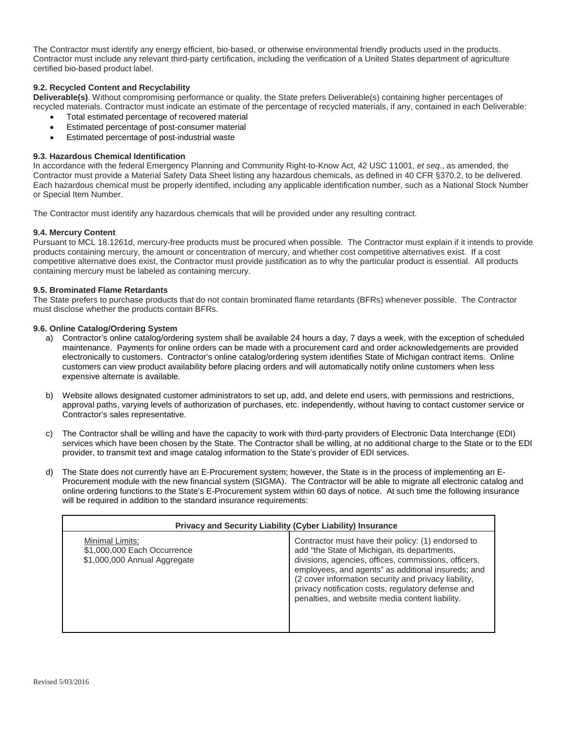The Contractor must identify any energy efficient, bio-based, or otherwise environmental friendly products used in the products. Contractor must include any relevant third-party certification, including the verification of a United States department of agriculture certified bio-based product label.

**9.2. Recycled Content and Recyclability**

**Deliverable(s)**. Without compromising performance or quality, the State prefers Deliverable(s) containing higher percentages of recycled materials. Contractor must indicate an estimate of the percentage of recycled materials, if any, contained in each Deliverable:

- Total estimated percentage of recovered material
- Estimated percentage of post-consumer material
- Estimated percentage of post-industrial waste

**9.3. Hazardous Chemical Identification**

In accordance with the federal Emergency Planning and Community Right-to-Know Act, 42 USC 11001, *et seq.*, as amended, the Contractor must provide a Material Safety Data Sheet listing any hazardous chemicals, as defined in 40 CFR §370.2, to be delivered. Each hazardous chemical must be properly identified, including any applicable identification number, such as a National Stock Number or Special Item Number.

The Contractor must identify any hazardous chemicals that will be provided under any resulting contract.

**9.4. Mercury Content**

Pursuant to MCL 18.1261d, mercury-free products must be procured when possible. The Contractor must explain if it intends to provide products containing mercury, the amount or concentration of mercury, and whether cost competitive alternatives exist. If a cost competitive alternative does exist, the Contractor must provide justification as to why the particular product is essential. All products containing mercury must be labeled as containing mercury.

**9.5. Brominated Flame Retardants**

The State prefers to purchase products that do not contain brominated flame retardants (BFRs) whenever possible. The Contractor must disclose whether the products contain BFRs.

**9.6. Online Catalog/Ordering System**

a) Contractor's online catalog/ordering system shall be available 24 hours a day, 7 days a week, with the exception of scheduled maintenance. Payments for online orders can be made with a procurement card and order acknowledgements are provided electronically to customers. Contractor's online catalog/ordering system identifies State of Michigan contract items. Online customers can view product availability before placing orders and will automatically notify online customers when less expensive alternate is available.

b) Website allows designated customer administrators to set up, add, and delete end users, with permissions and restrictions, approval paths, varying levels of authorization of purchases, etc. independently, without having to contact customer service or Contractor's sales representative.

c) The Contractor shall be willing and have the capacity to work with third-party providers of Electronic Data Interchange (EDI) services which have been chosen by the State. The Contractor shall be willing, at no additional charge to the State or to the EDI provider, to transmit text and image catalog information to the State's provider of EDI services.

d) The State does not currently have an E-Procurement system; however, the State is in the process of implementing an E-Procurement module with the new financial system (SIGMA). The Contractor will be able to migrate all electronic catalog and online ordering functions to the State's E-Procurement system within 60 days of notice. At such time the following insurance will be required in addition to the standard insurance requirements:

| **Privacy and Security Liability (Cyber Liability) Insurance** | |
|---|---|
| Minimal Limits:<br>$1,000,000 Each Occurrence<br>$1,000,000 Annual Aggregate | Contractor must have their policy: (1) endorsed to add "the State of Michigan, its departments, divisions, agencies, offices, commissions, officers, employees, and agents" as additional insureds; and (2 cover information security and privacy liability, privacy notification costs, regulatory defense and penalties, and website media content liability. |

Revised 5/03/2016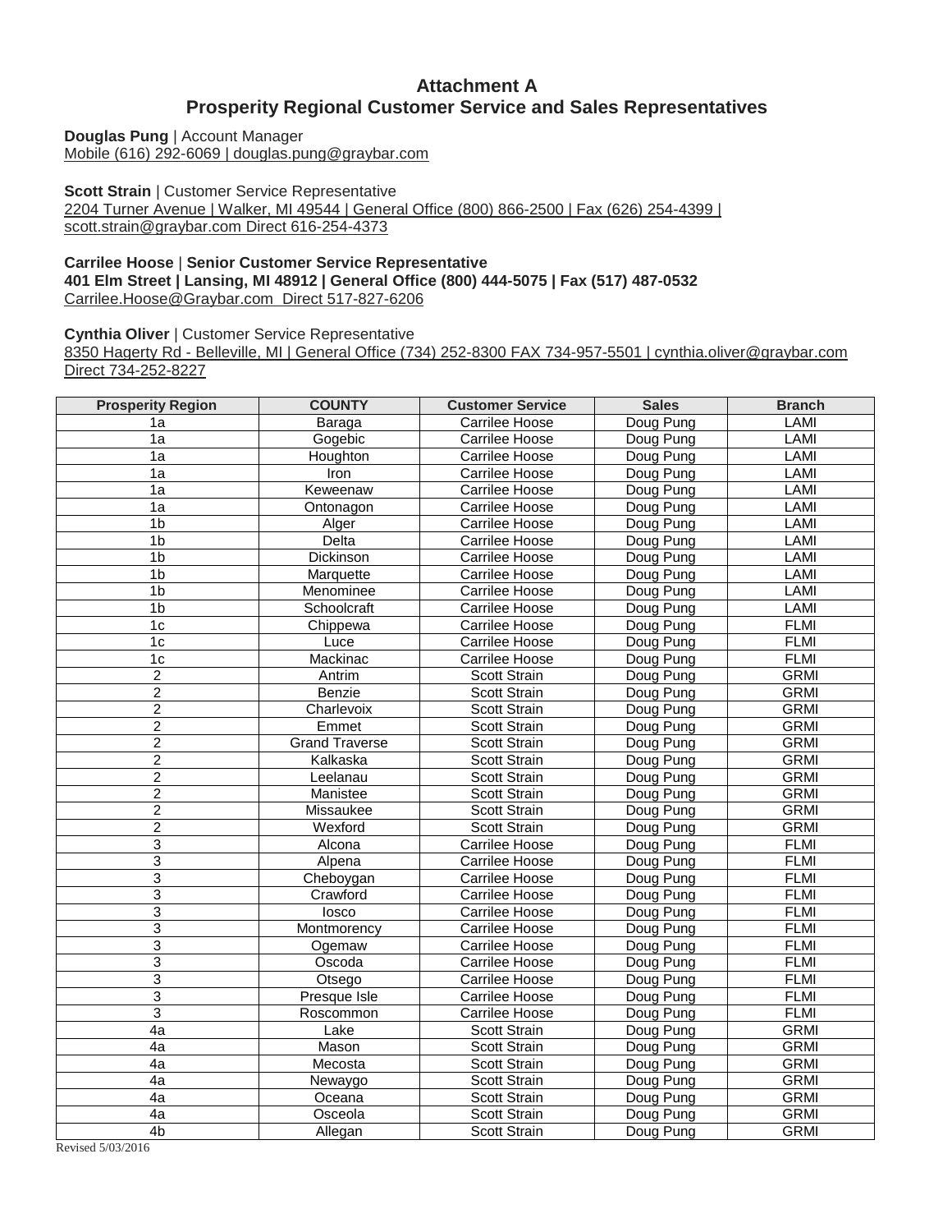# Attachment A
## Prosperity Regional Customer Service and Sales Representatives

**Douglas Pung** | Account Manager
Mobile (616) 292-6069 | douglas.pung@graybar.com

**Scott Strain** | Customer Service Representative
2204 Turner Avenue | Walker, MI 49544 | General Office (800) 866-2500 | Fax (626) 254-4399 | scott.strain@graybar.com Direct 616-254-4373

**Carrilee Hoose** | **Senior Customer Service Representative**
**401 Elm Street | Lansing, MI 48912 | General Office (800) 444-5075 | Fax (517) 487-0532**
Carrilee.Hoose@Graybar.com Direct 517-827-6206

**Cynthia Oliver** | Customer Service Representative
8350 Hagerty Rd - Belleville, MI | General Office (734) 252-8300 FAX 734-957-5501 | cynthia.oliver@graybar.com Direct 734-252-8227

| Prosperity Region | COUNTY | Customer Service | Sales | Branch |
|---|---|---|---|---|
| 1a | Baraga | Carrilee Hoose | Doug Pung | LAMI |
| 1a | Gogebic | Carrilee Hoose | Doug Pung | LAMI |
| 1a | Houghton | Carrilee Hoose | Doug Pung | LAMI |
| 1a | Iron | Carrilee Hoose | Doug Pung | LAMI |
| 1a | Keweenaw | Carrilee Hoose | Doug Pung | LAMI |
| 1a | Ontonagon | Carrilee Hoose | Doug Pung | LAMI |
| 1b | Alger | Carrilee Hoose | Doug Pung | LAMI |
| 1b | Delta | Carrilee Hoose | Doug Pung | LAMI |
| 1b | Dickinson | Carrilee Hoose | Doug Pung | LAMI |
| 1b | Marquette | Carrilee Hoose | Doug Pung | LAMI |
| 1b | Menominee | Carrilee Hoose | Doug Pung | LAMI |
| 1b | Schoolcraft | Carrilee Hoose | Doug Pung | LAMI |
| 1c | Chippewa | Carrilee Hoose | Doug Pung | FLMI |
| 1c | Luce | Carrilee Hoose | Doug Pung | FLMI |
| 1c | Mackinac | Carrilee Hoose | Doug Pung | FLMI |
| 2 | Antrim | Scott Strain | Doug Pung | GRMI |
| 2 | Benzie | Scott Strain | Doug Pung | GRMI |
| 2 | Charlevoix | Scott Strain | Doug Pung | GRMI |
| 2 | Emmet | Scott Strain | Doug Pung | GRMI |
| 2 | Grand Traverse | Scott Strain | Doug Pung | GRMI |
| 2 | Kalkaska | Scott Strain | Doug Pung | GRMI |
| 2 | Leelanau | Scott Strain | Doug Pung | GRMI |
| 2 | Manistee | Scott Strain | Doug Pung | GRMI |
| 2 | Missaukee | Scott Strain | Doug Pung | GRMI |
| 2 | Wexford | Scott Strain | Doug Pung | GRMI |
| 3 | Alcona | Carrilee Hoose | Doug Pung | FLMI |
| 3 | Alpena | Carrilee Hoose | Doug Pung | FLMI |
| 3 | Cheboygan | Carrilee Hoose | Doug Pung | FLMI |
| 3 | Crawford | Carrilee Hoose | Doug Pung | FLMI |
| 3 | Iosco | Carrilee Hoose | Doug Pung | FLMI |
| 3 | Montmorency | Carrilee Hoose | Doug Pung | FLMI |
| 3 | Ogemaw | Carrilee Hoose | Doug Pung | FLMI |
| 3 | Oscoda | Carrilee Hoose | Doug Pung | FLMI |
| 3 | Otsego | Carrilee Hoose | Doug Pung | FLMI |
| 3 | Presque Isle | Carrilee Hoose | Doug Pung | FLMI |
| 3 | Roscommon | Carrilee Hoose | Doug Pung | FLMI |
| 4a | Lake | Scott Strain | Doug Pung | GRMI |
| 4a | Mason | Scott Strain | Doug Pung | GRMI |
| 4a | Mecosta | Scott Strain | Doug Pung | GRMI |
| 4a | Newaygo | Scott Strain | Doug Pung | GRMI |
| 4a | Oceana | Scott Strain | Doug Pung | GRMI |
| 4a | Osceola | Scott Strain | Doug Pung | GRMI |
| 4b | Allegan | Scott Strain | Doug Pung | GRMI |

Revised 5/03/2016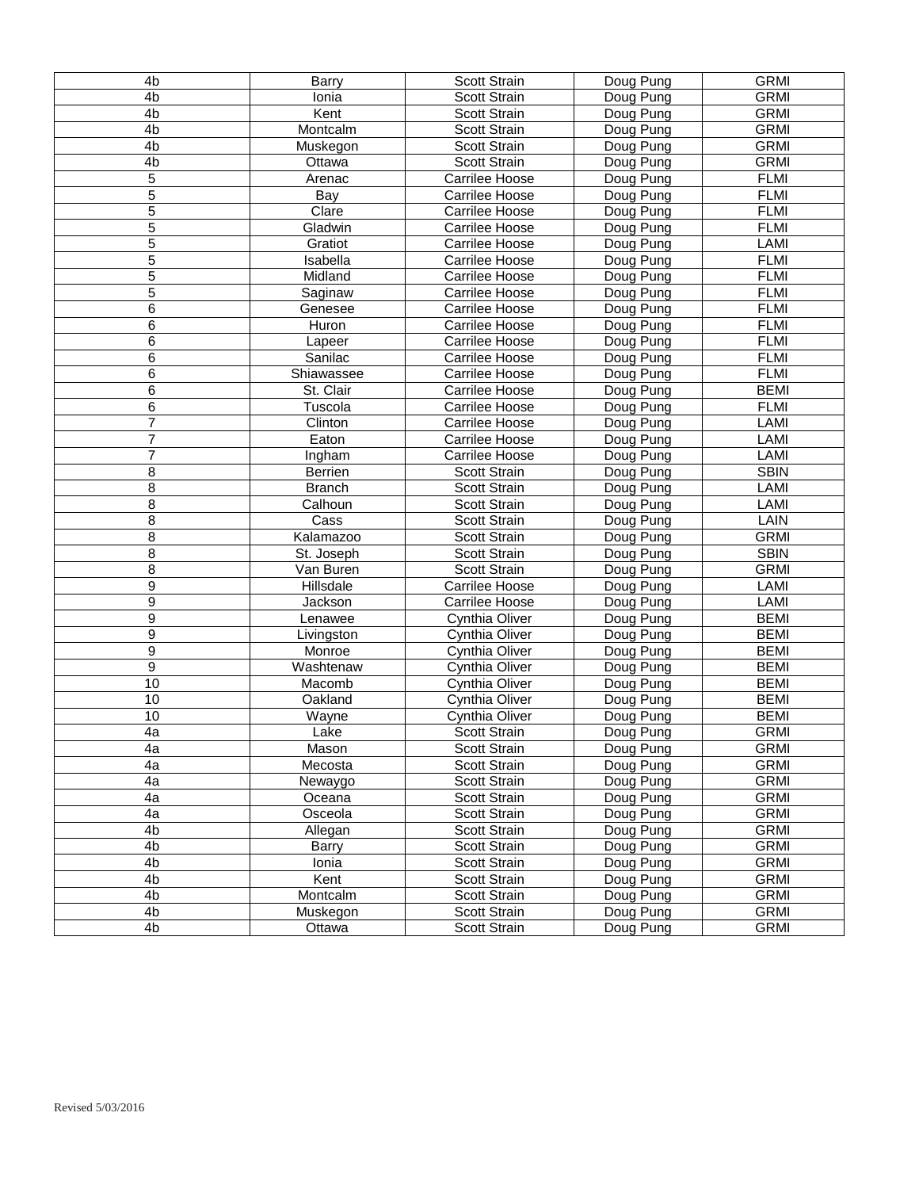| | | | | |
|---|---|---|---|---|
| 4b | Barry | Scott Strain | Doug Pung | GRMI |
| 4b | Ionia | Scott Strain | Doug Pung | GRMI |
| 4b | Kent | Scott Strain | Doug Pung | GRMI |
| 4b | Montcalm | Scott Strain | Doug Pung | GRMI |
| 4b | Muskegon | Scott Strain | Doug Pung | GRMI |
| 4b | Ottawa | Scott Strain | Doug Pung | GRMI |
| 5 | Arenac | Carrilee Hoose | Doug Pung | FLMI |
| 5 | Bay | Carrilee Hoose | Doug Pung | FLMI |
| 5 | Clare | Carrilee Hoose | Doug Pung | FLMI |
| 5 | Gladwin | Carrilee Hoose | Doug Pung | FLMI |
| 5 | Gratiot | Carrilee Hoose | Doug Pung | LAMI |
| 5 | Isabella | Carrilee Hoose | Doug Pung | FLMI |
| 5 | Midland | Carrilee Hoose | Doug Pung | FLMI |
| 5 | Saginaw | Carrilee Hoose | Doug Pung | FLMI |
| 6 | Genesee | Carrilee Hoose | Doug Pung | FLMI |
| 6 | Huron | Carrilee Hoose | Doug Pung | FLMI |
| 6 | Lapeer | Carrilee Hoose | Doug Pung | FLMI |
| 6 | Sanilac | Carrilee Hoose | Doug Pung | FLMI |
| 6 | Shiawassee | Carrilee Hoose | Doug Pung | FLMI |
| 6 | St. Clair | Carrilee Hoose | Doug Pung | BEMI |
| 6 | Tuscola | Carrilee Hoose | Doug Pung | FLMI |
| 7 | Clinton | Carrilee Hoose | Doug Pung | LAMI |
| 7 | Eaton | Carrilee Hoose | Doug Pung | LAMI |
| 7 | Ingham | Carrilee Hoose | Doug Pung | LAMI |
| 8 | Berrien | Scott Strain | Doug Pung | SBIN |
| 8 | Branch | Scott Strain | Doug Pung | LAMI |
| 8 | Calhoun | Scott Strain | Doug Pung | LAMI |
| 8 | Cass | Scott Strain | Doug Pung | LAIN |
| 8 | Kalamazoo | Scott Strain | Doug Pung | GRMI |
| 8 | St. Joseph | Scott Strain | Doug Pung | SBIN |
| 8 | Van Buren | Scott Strain | Doug Pung | GRMI |
| 9 | Hillsdale | Carrilee Hoose | Doug Pung | LAMI |
| 9 | Jackson | Carrilee Hoose | Doug Pung | LAMI |
| 9 | Lenawee | Cynthia Oliver | Doug Pung | BEMI |
| 9 | Livingston | Cynthia Oliver | Doug Pung | BEMI |
| 9 | Monroe | Cynthia Oliver | Doug Pung | BEMI |
| 9 | Washtenaw | Cynthia Oliver | Doug Pung | BEMI |
| 10 | Macomb | Cynthia Oliver | Doug Pung | BEMI |
| 10 | Oakland | Cynthia Oliver | Doug Pung | BEMI |
| 10 | Wayne | Cynthia Oliver | Doug Pung | BEMI |
| 4a | Lake | Scott Strain | Doug Pung | GRMI |
| 4a | Mason | Scott Strain | Doug Pung | GRMI |
| 4a | Mecosta | Scott Strain | Doug Pung | GRMI |
| 4a | Newaygo | Scott Strain | Doug Pung | GRMI |
| 4a | Oceana | Scott Strain | Doug Pung | GRMI |
| 4a | Osceola | Scott Strain | Doug Pung | GRMI |
| 4b | Allegan | Scott Strain | Doug Pung | GRMI |
| 4b | Barry | Scott Strain | Doug Pung | GRMI |
| 4b | Ionia | Scott Strain | Doug Pung | GRMI |
| 4b | Kent | Scott Strain | Doug Pung | GRMI |
| 4b | Montcalm | Scott Strain | Doug Pung | GRMI |
| 4b | Muskegon | Scott Strain | Doug Pung | GRMI |
| 4b | Ottawa | Scott Strain | Doug Pung | GRMI |

Revised 5/03/2016